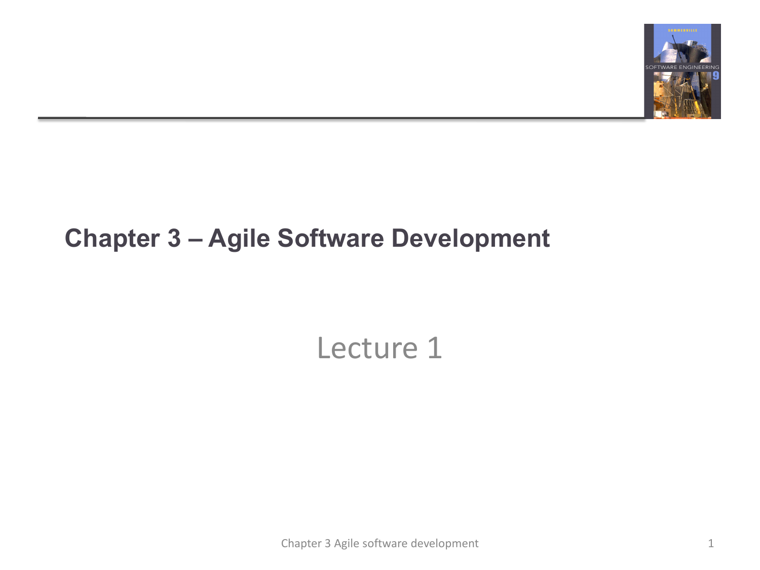# Chapter 3 – Agile Software Development

## Lecture 1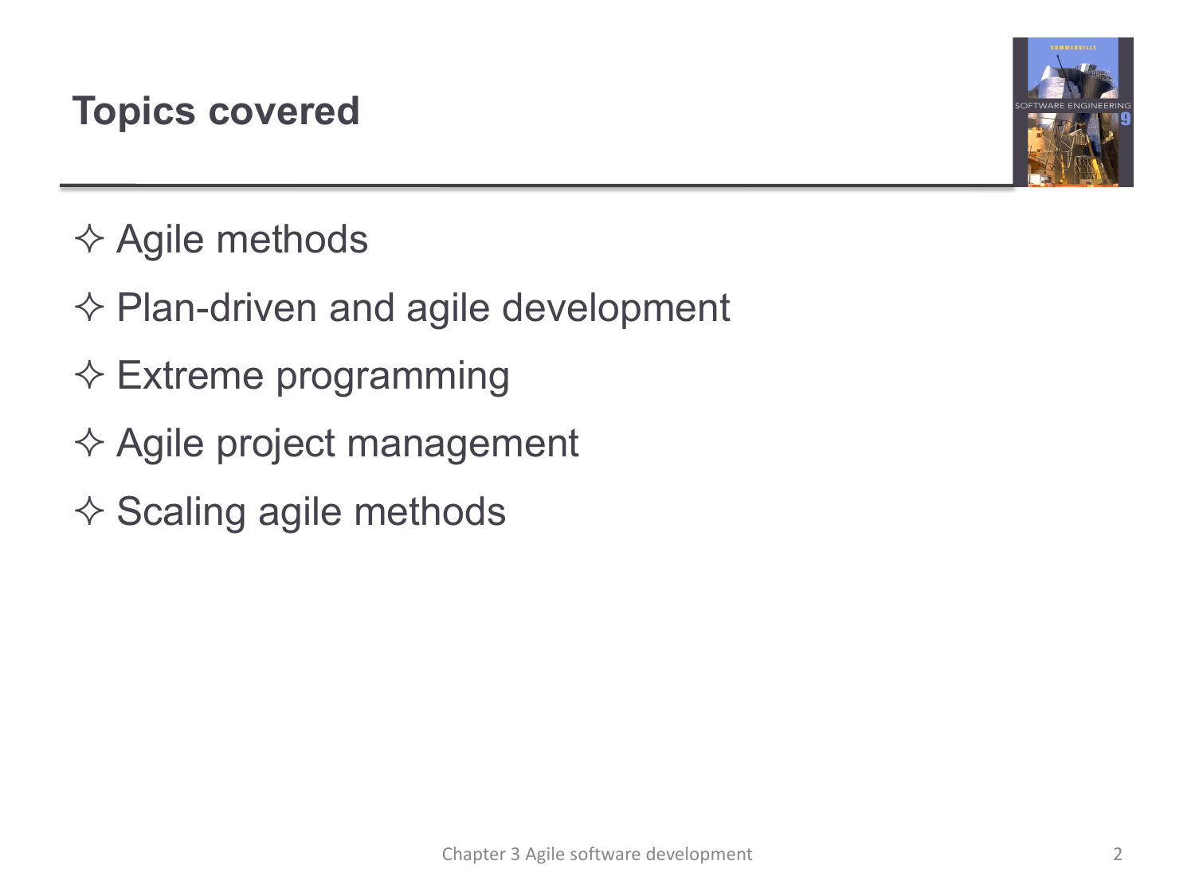## Topics covered

- Agile methods
- Plan-driven and agile development
- Extreme programming
- Agile project management
- Scaling agile methods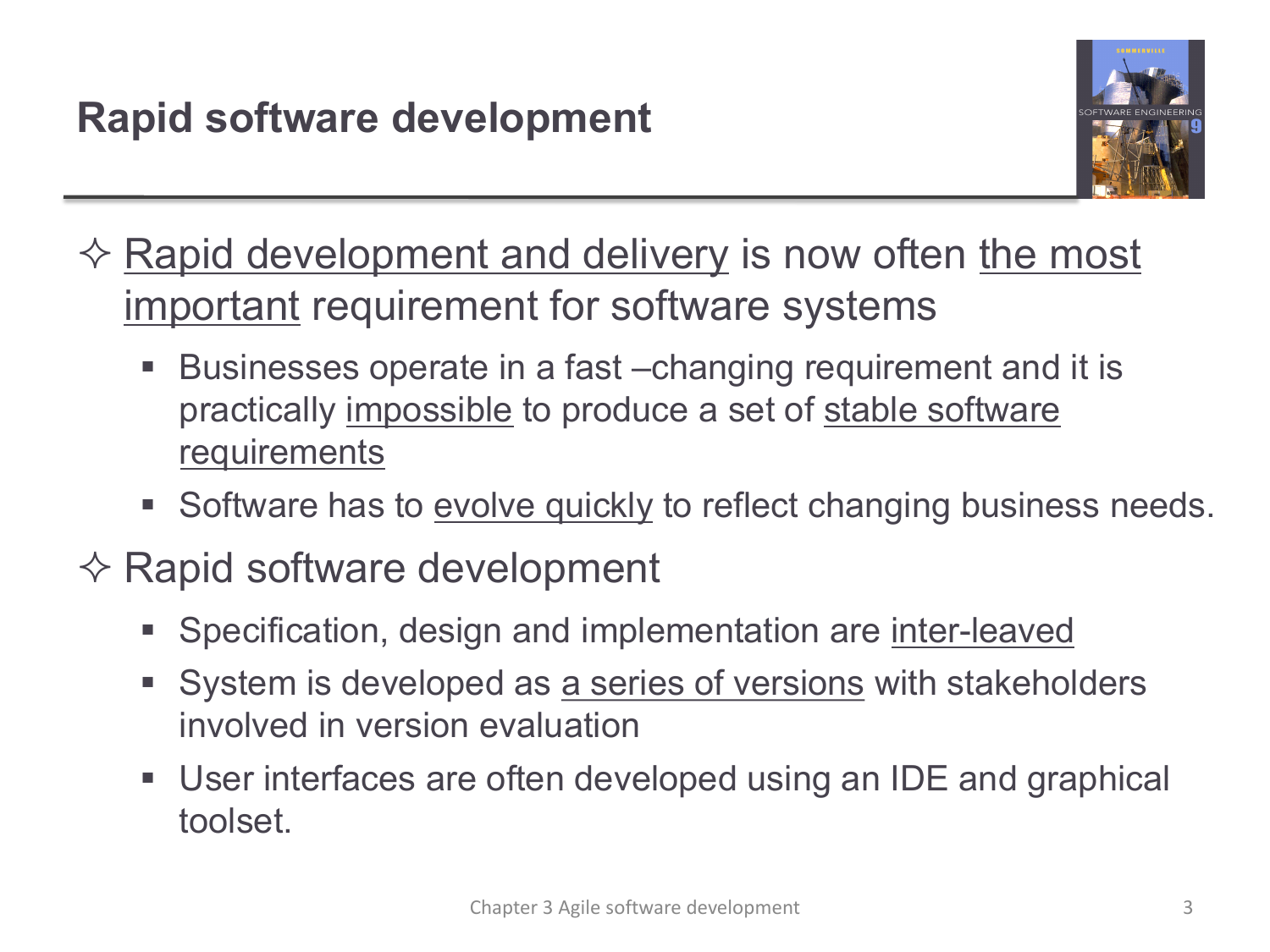# Rapid software development

- Rapid development and delivery is now often the most important requirement for software systems
  - Businesses operate in a fast –changing requirement and it is practically impossible to produce a set of stable software requirements
  - Software has to evolve quickly to reflect changing business needs.
- Rapid software development
  - Specification, design and implementation are inter-leaved
  - System is developed as a series of versions with stakeholders involved in version evaluation
  - User interfaces are often developed using an IDE and graphical toolset.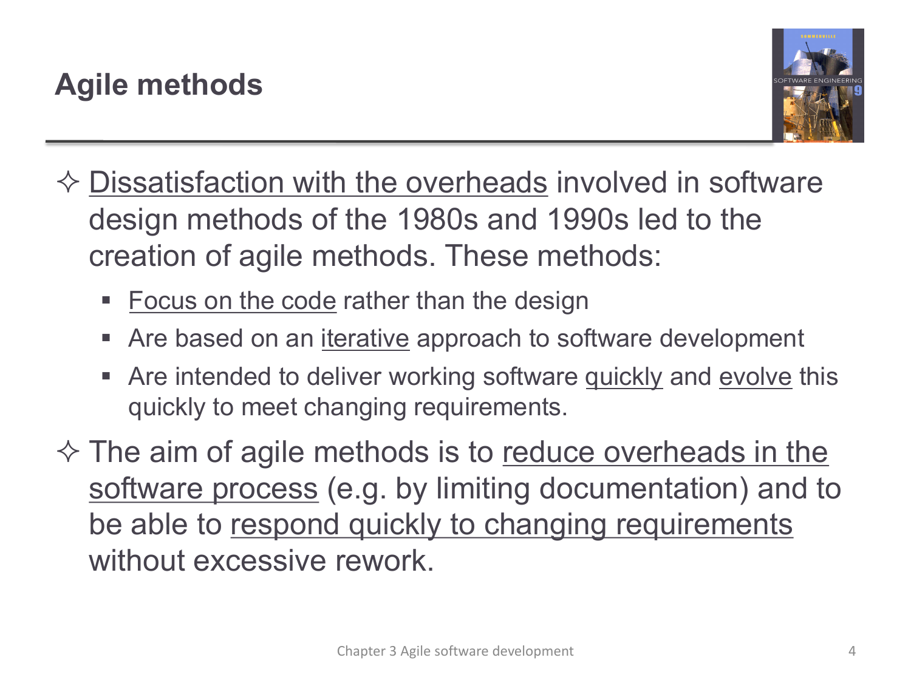# Agile methods

- Dissatisfaction with the overheads involved in software design methods of the 1980s and 1990s led to the creation of agile methods. These methods:
  - Focus on the code rather than the design
  - Are based on an iterative approach to software development
  - Are intended to deliver working software quickly and evolve this quickly to meet changing requirements.
- The aim of agile methods is to reduce overheads in the software process (e.g. by limiting documentation) and to be able to respond quickly to changing requirements without excessive rework.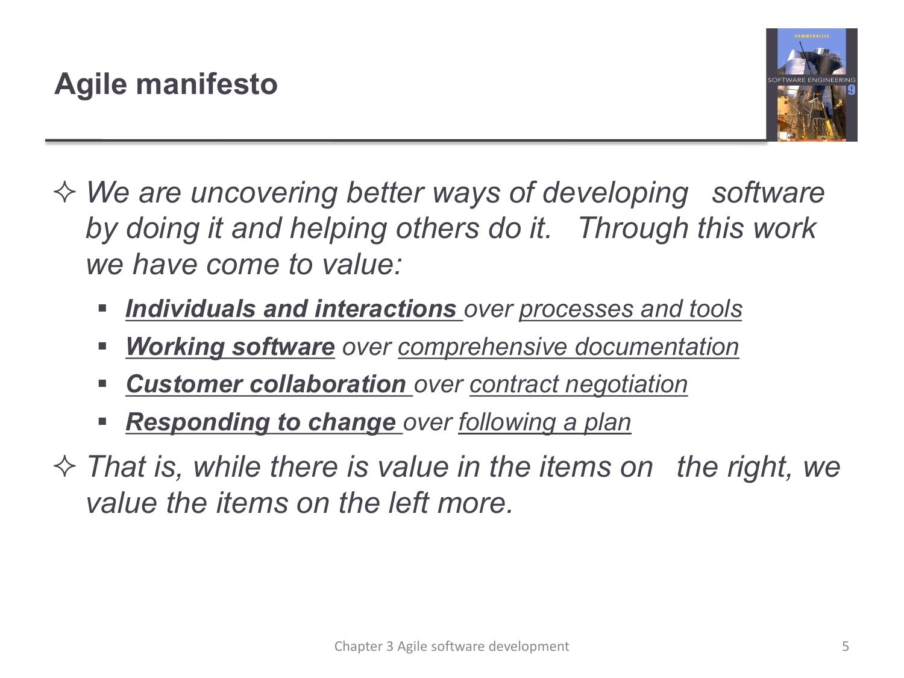# Agile manifesto

- *We are uncovering better ways of developing software by doing it and helping others do it. Through this work we have come to value:*
  - ***Individuals and interactions*** *over processes and tools*
  - ***Working software*** *over comprehensive documentation*
  - ***Customer collaboration*** *over contract negotiation*
  - ***Responding to change*** *over following a plan*
- *That is, while there is value in the items on the right, we value the items on the left more.*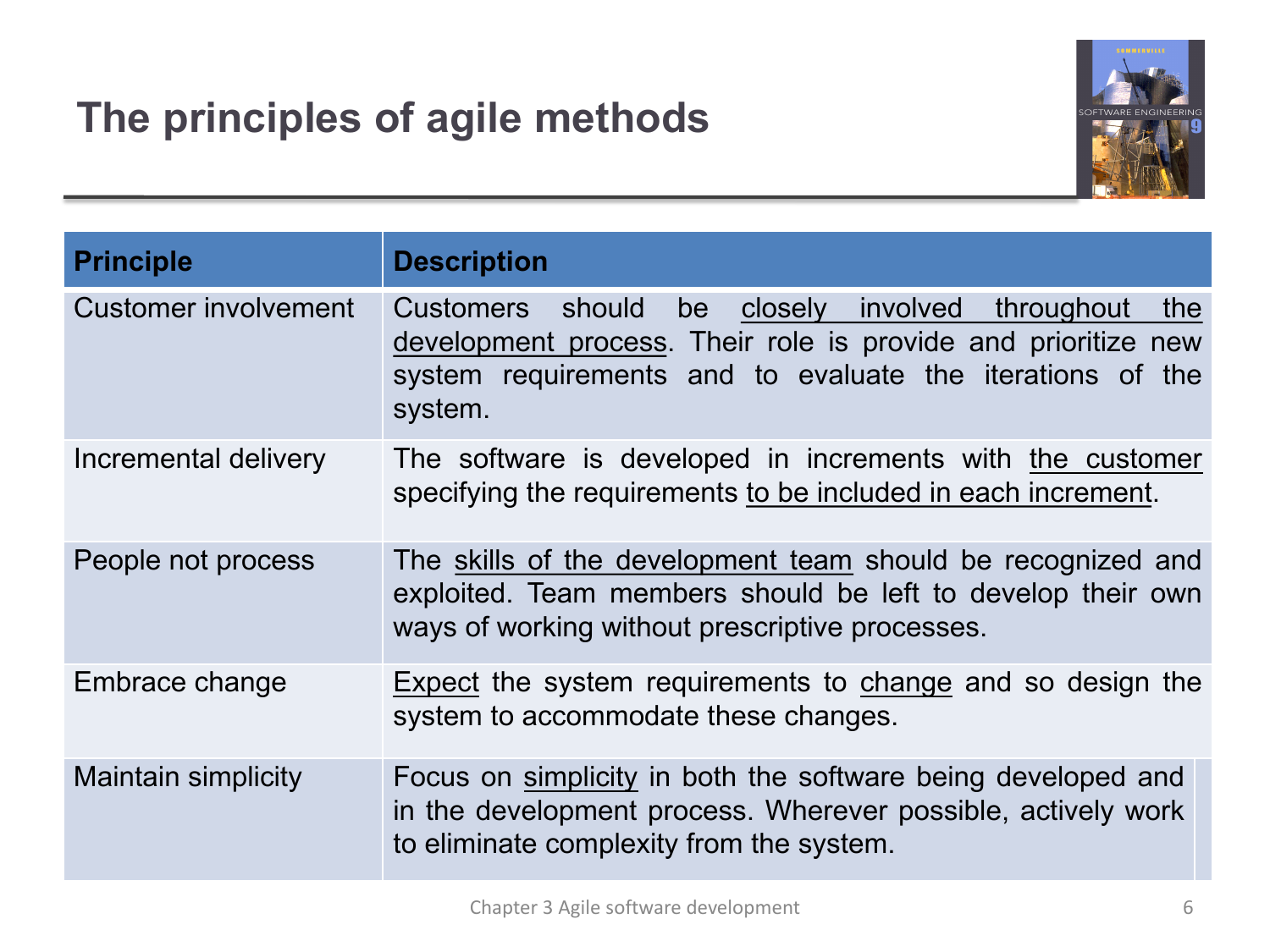# The principles of agile methods

| Principle | Description |
| --- | --- |
| Customer involvement | Customers should be closely involved throughout the development process. Their role is provide and prioritize new system requirements and to evaluate the iterations of the system. |
| Incremental delivery | The software is developed in increments with the customer specifying the requirements to be included in each increment. |
| People not process | The skills of the development team should be recognized and exploited. Team members should be left to develop their own ways of working without prescriptive processes. |
| Embrace change | Expect the system requirements to change and so design the system to accommodate these changes. |
| Maintain simplicity | Focus on simplicity in both the software being developed and in the development process. Wherever possible, actively work to eliminate complexity from the system. |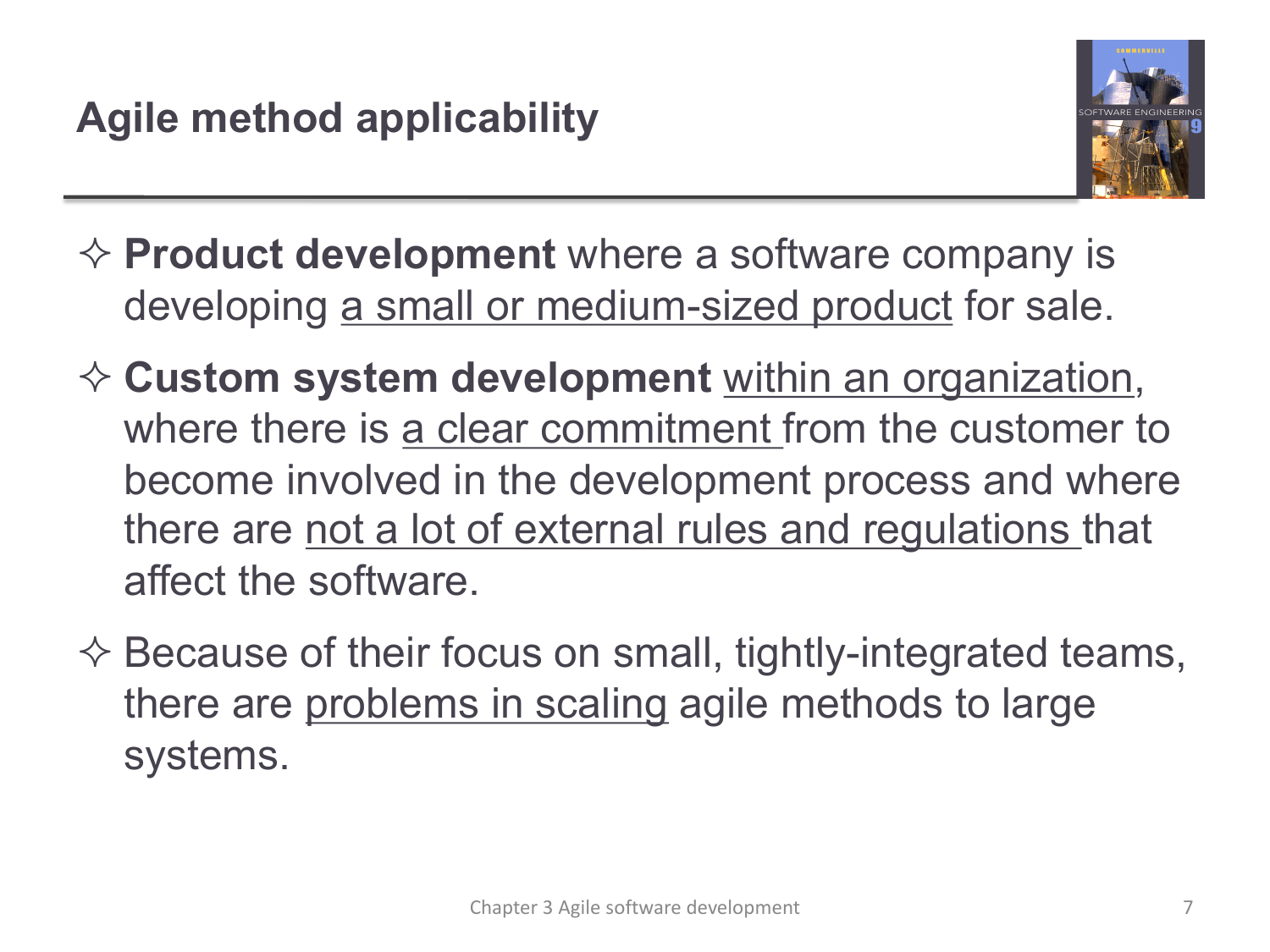# Agile method applicability

- **Product development** where a software company is developing a small or medium-sized product for sale.
- **Custom system development** within an organization, where there is a clear commitment from the customer to become involved in the development process and where there are not a lot of external rules and regulations that affect the software.
- Because of their focus on small, tightly-integrated teams, there are problems in scaling agile methods to large systems.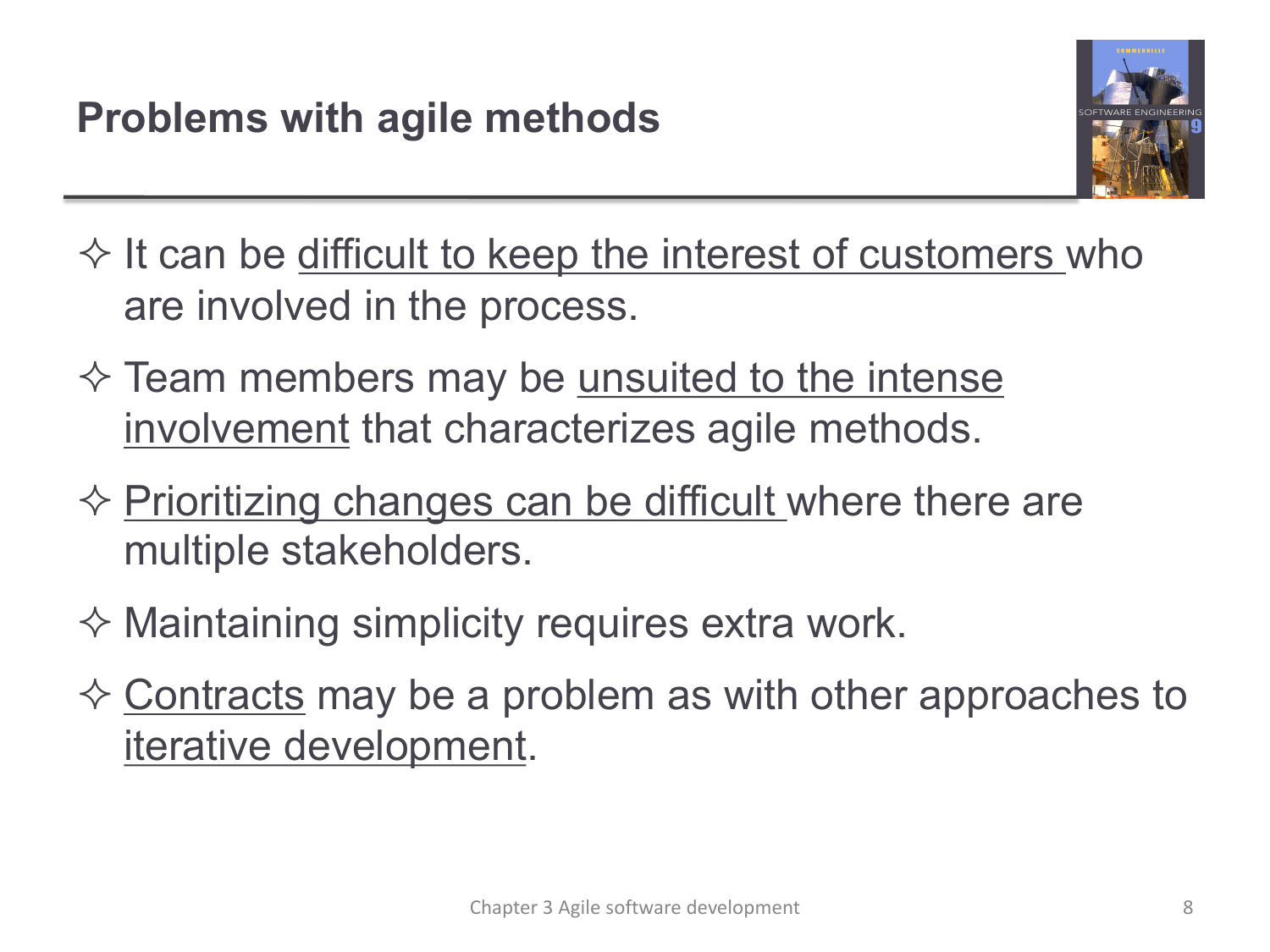# Problems with agile methods

- It can be difficult to keep the interest of customers who are involved in the process.
- Team members may be unsuited to the intense involvement that characterizes agile methods.
- Prioritizing changes can be difficult where there are multiple stakeholders.
- Maintaining simplicity requires extra work.
- Contracts may be a problem as with other approaches to iterative development.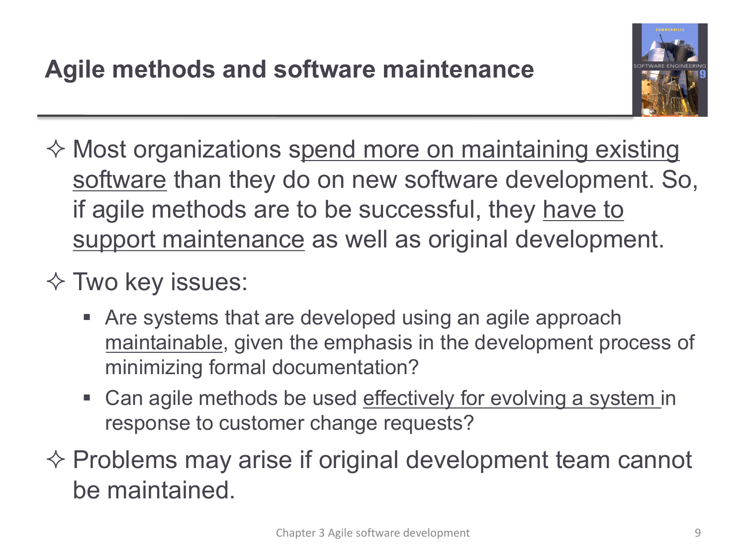# Agile methods and software maintenance

- Most organizations spend more on maintaining existing software than they do on new software development. So, if agile methods are to be successful, they have to support maintenance as well as original development.
- Two key issues:
  - Are systems that are developed using an agile approach maintainable, given the emphasis in the development process of minimizing formal documentation?
  - Can agile methods be used effectively for evolving a system in response to customer change requests?
- Problems may arise if original development team cannot be maintained.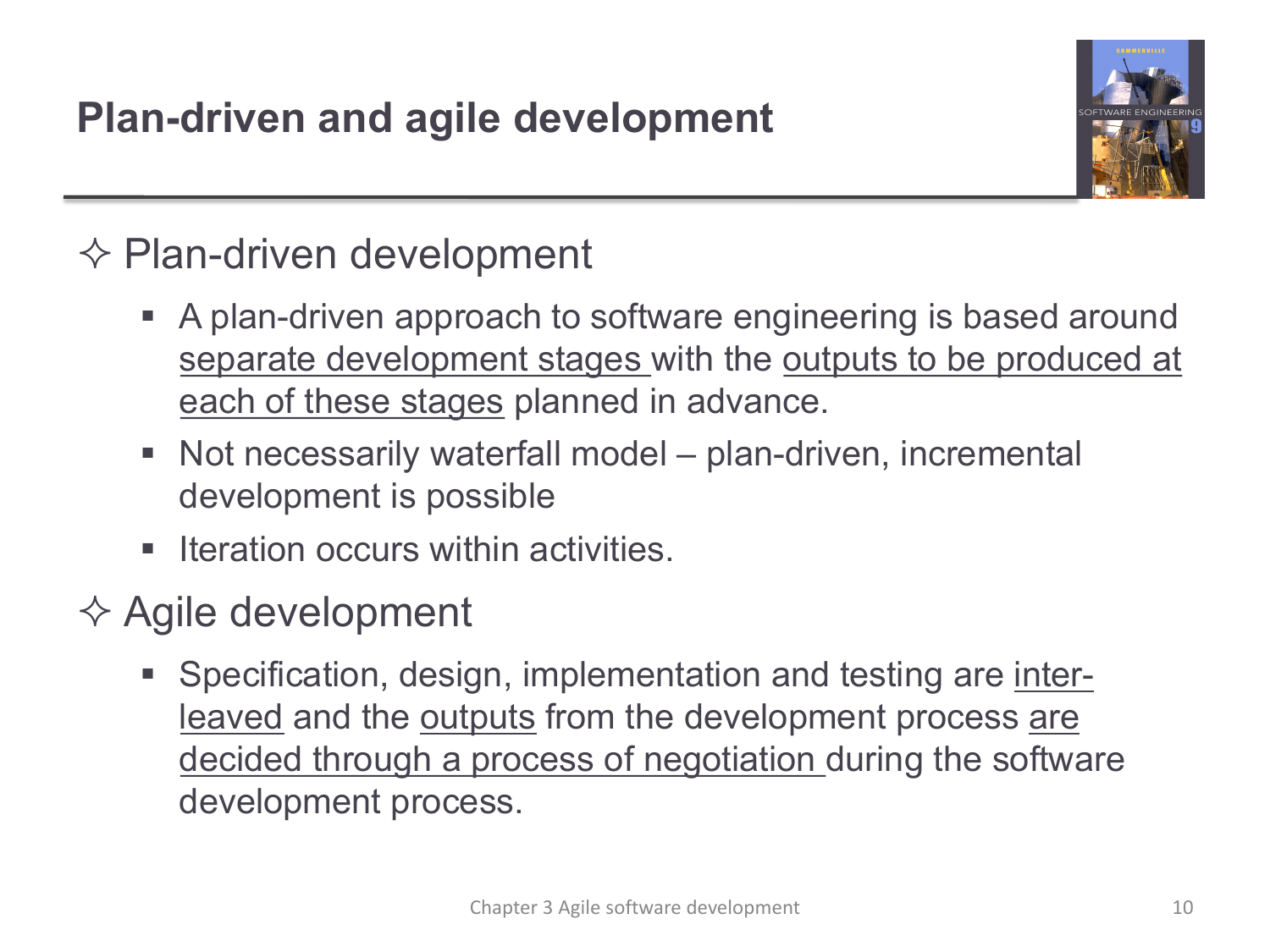# Plan-driven and agile development

## Plan-driven development

- A plan-driven approach to software engineering is based around separate development stages with the outputs to be produced at each of these stages planned in advance.
- Not necessarily waterfall model – plan-driven, incremental development is possible
- Iteration occurs within activities.

## Agile development

- Specification, design, implementation and testing are inter-leaved and the outputs from the development process are decided through a process of negotiation during the software development process.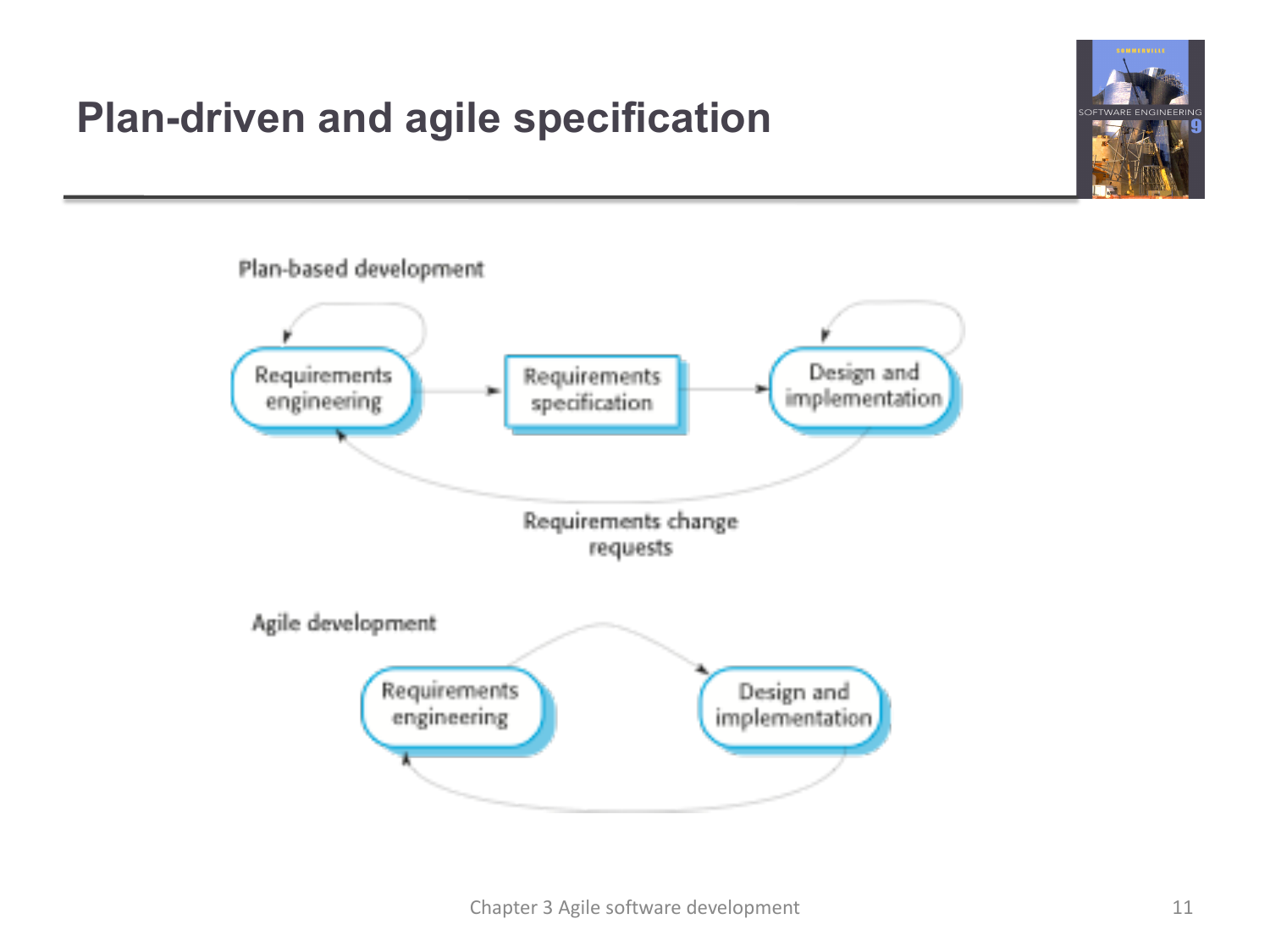# Plan-driven and agile specification

Plan-based development

Requirements engineering → Requirements specification → Design and implementation

Requirements change requests

Agile development

Requirements engineering → Design and implementation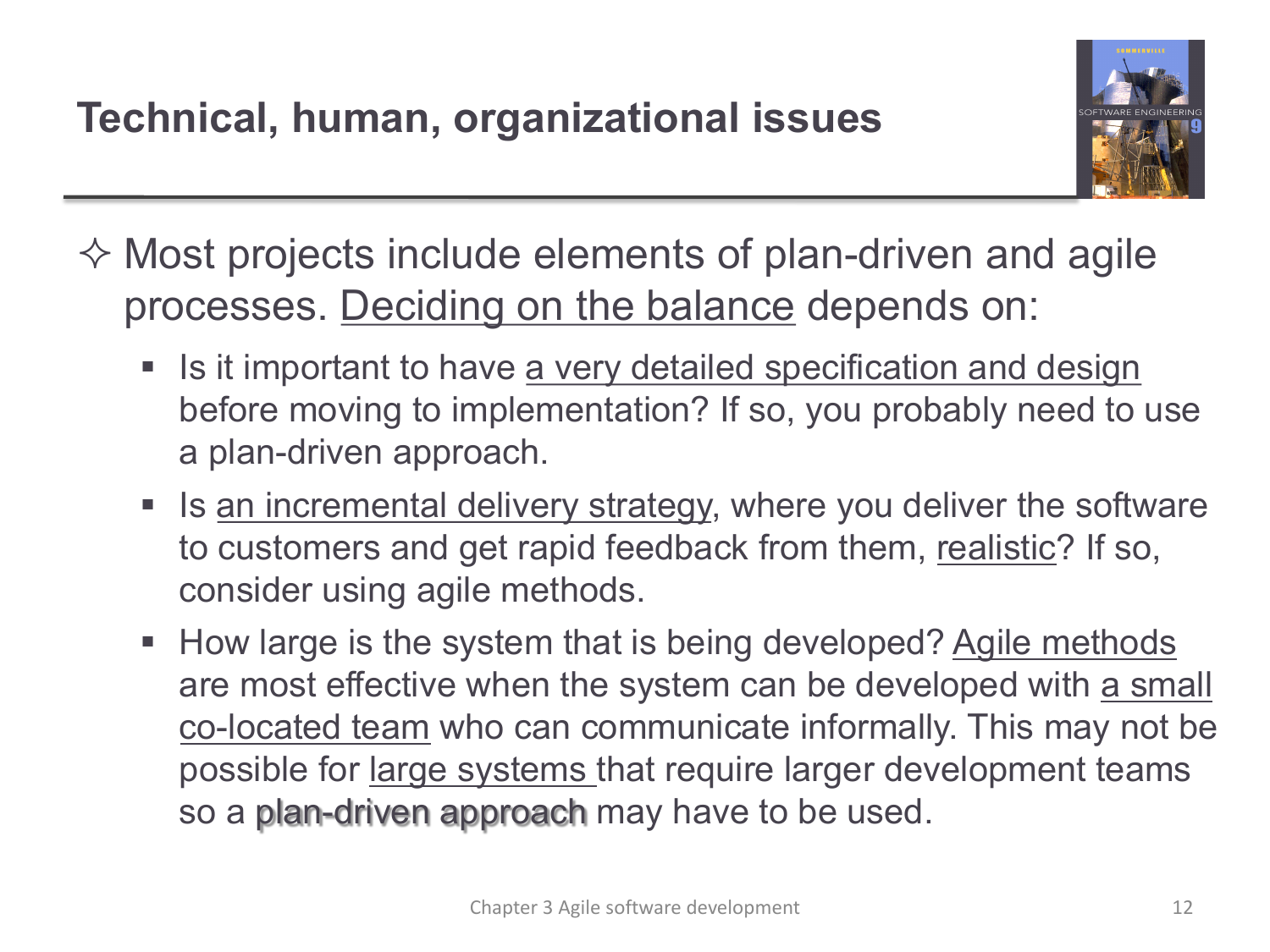# Technical, human, organizational issues

- Most projects include elements of plan-driven and agile processes. <u>Deciding on the balance</u> depends on:
  - Is it important to have <u>a very detailed specification and design</u> before moving to implementation? If so, you probably need to use a plan-driven approach.
  - Is <u>an incremental delivery strategy</u>, where you deliver the software to customers and get rapid feedback from them, <u>realistic</u>? If so, consider using agile methods.
  - How large is the system that is being developed? <u>Agile methods</u> are most effective when the system can be developed with <u>a small co-located team</u> who can communicate informally. This may not be possible for <u>large systems</u> that require larger development teams so a plan-driven approach may have to be used.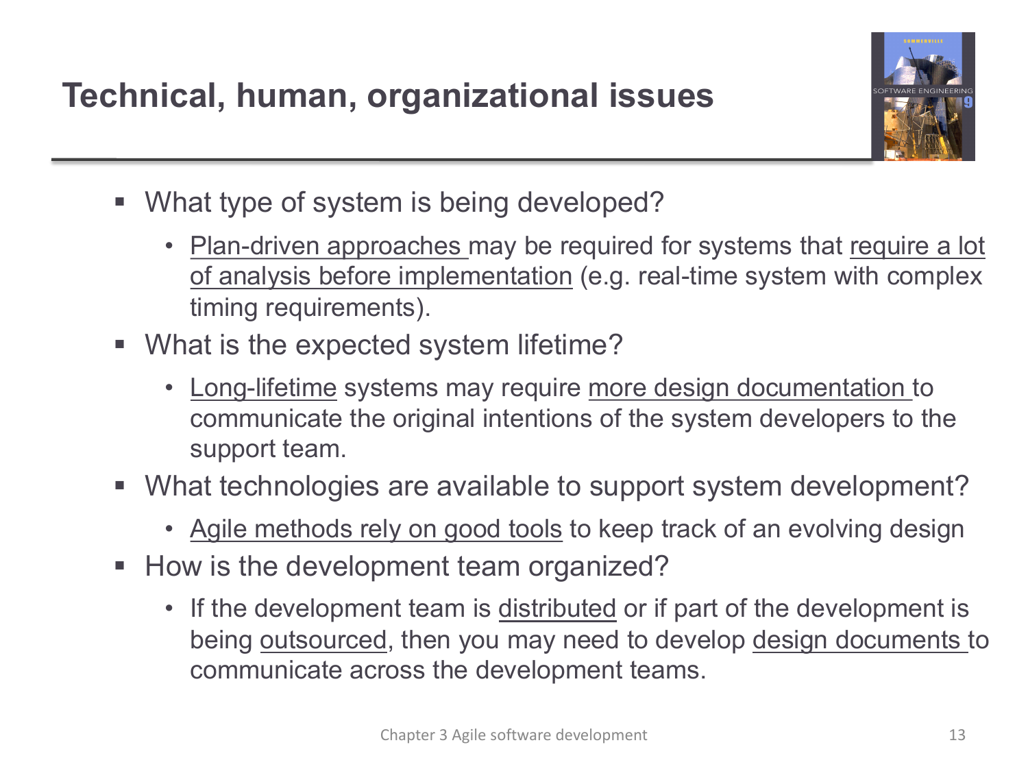# Technical, human, organizational issues

- What type of system is being developed?
  - Plan-driven approaches may be required for systems that require a lot of analysis before implementation (e.g. real-time system with complex timing requirements).
- What is the expected system lifetime?
  - Long-lifetime systems may require more design documentation to communicate the original intentions of the system developers to the support team.
- What technologies are available to support system development?
  - Agile methods rely on good tools to keep track of an evolving design
- How is the development team organized?
  - If the development team is distributed or if part of the development is being outsourced, then you may need to develop design documents to communicate across the development teams.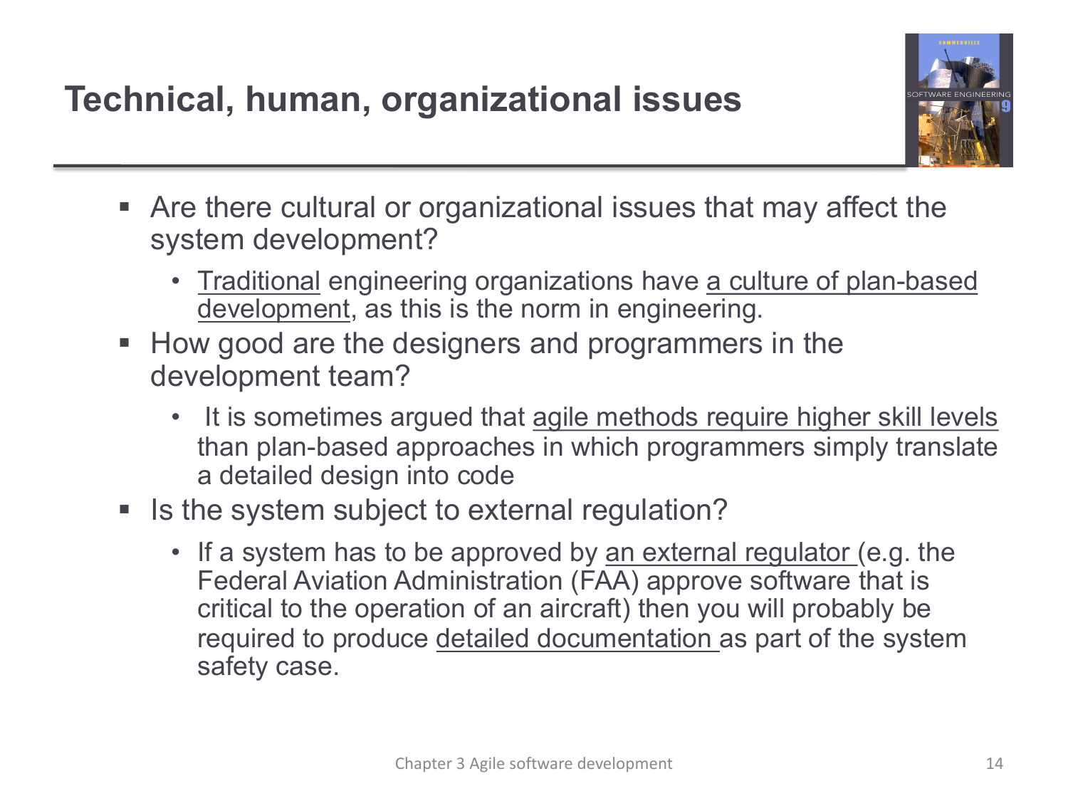# Technical, human, organizational issues

- Are there cultural or organizational issues that may affect the system development?
  - Traditional engineering organizations have a culture of plan-based development, as this is the norm in engineering.
- How good are the designers and programmers in the development team?
  - It is sometimes argued that agile methods require higher skill levels than plan-based approaches in which programmers simply translate a detailed design into code
- Is the system subject to external regulation?
  - If a system has to be approved by an external regulator (e.g. the Federal Aviation Administration (FAA) approve software that is critical to the operation of an aircraft) then you will probably be required to produce detailed documentation as part of the system safety case.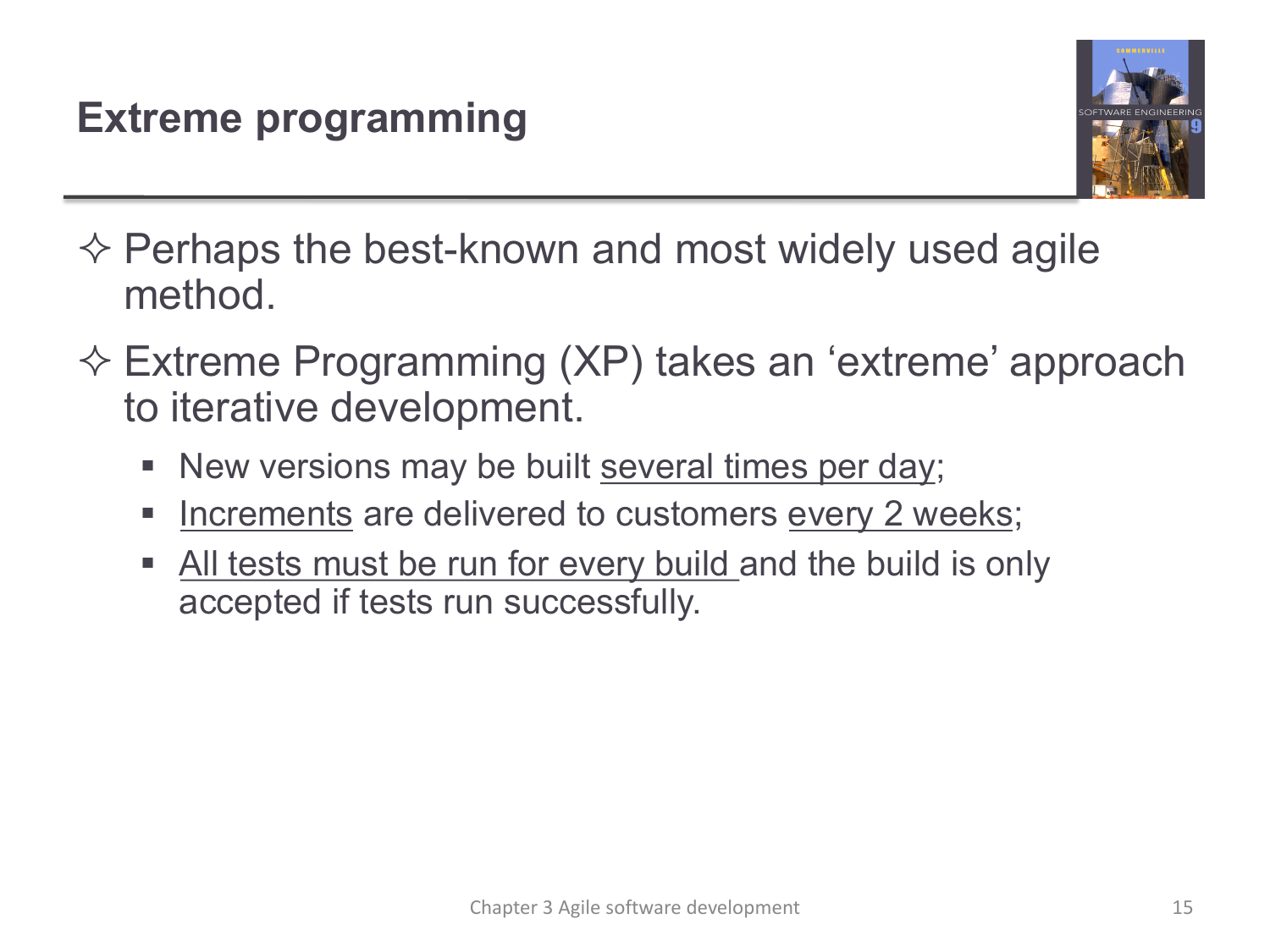# Extreme programming

- Perhaps the best-known and most widely used agile method.
- Extreme Programming (XP) takes an 'extreme' approach to iterative development.
  - New versions may be built several times per day;
  - Increments are delivered to customers every 2 weeks;
  - All tests must be run for every build and the build is only accepted if tests run successfully.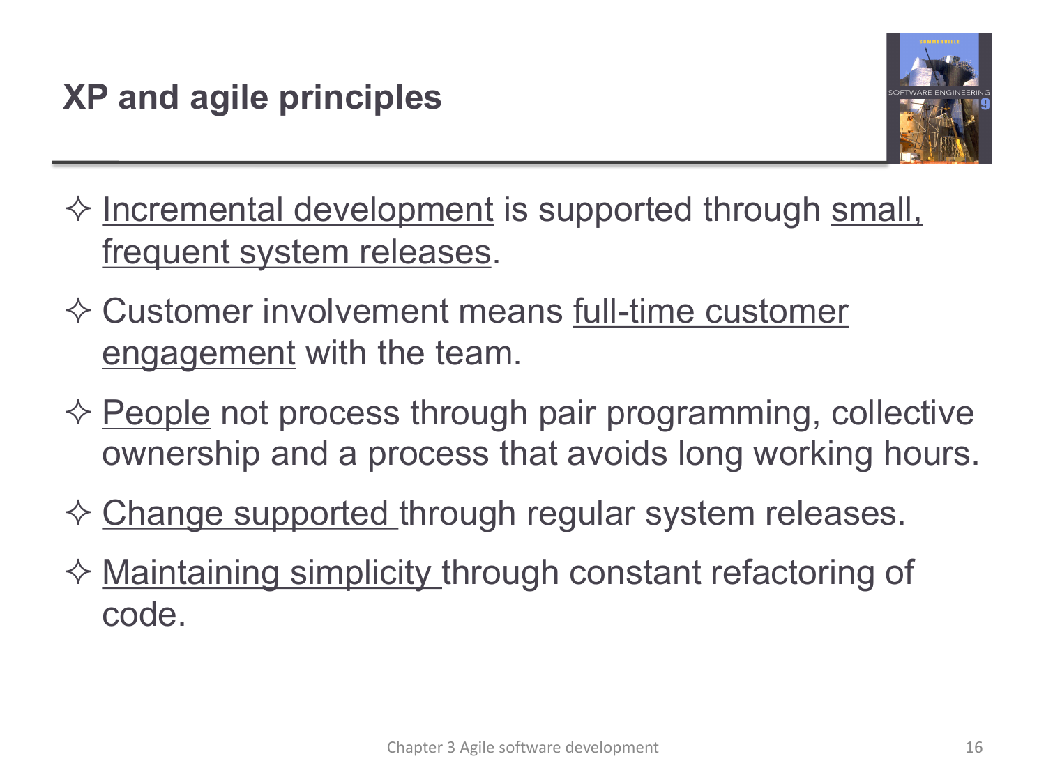## XP and agile principles

- Incremental development is supported through small, frequent system releases.
- Customer involvement means full-time customer engagement with the team.
- People not process through pair programming, collective ownership and a process that avoids long working hours.
- Change supported through regular system releases.
- Maintaining simplicity through constant refactoring of code.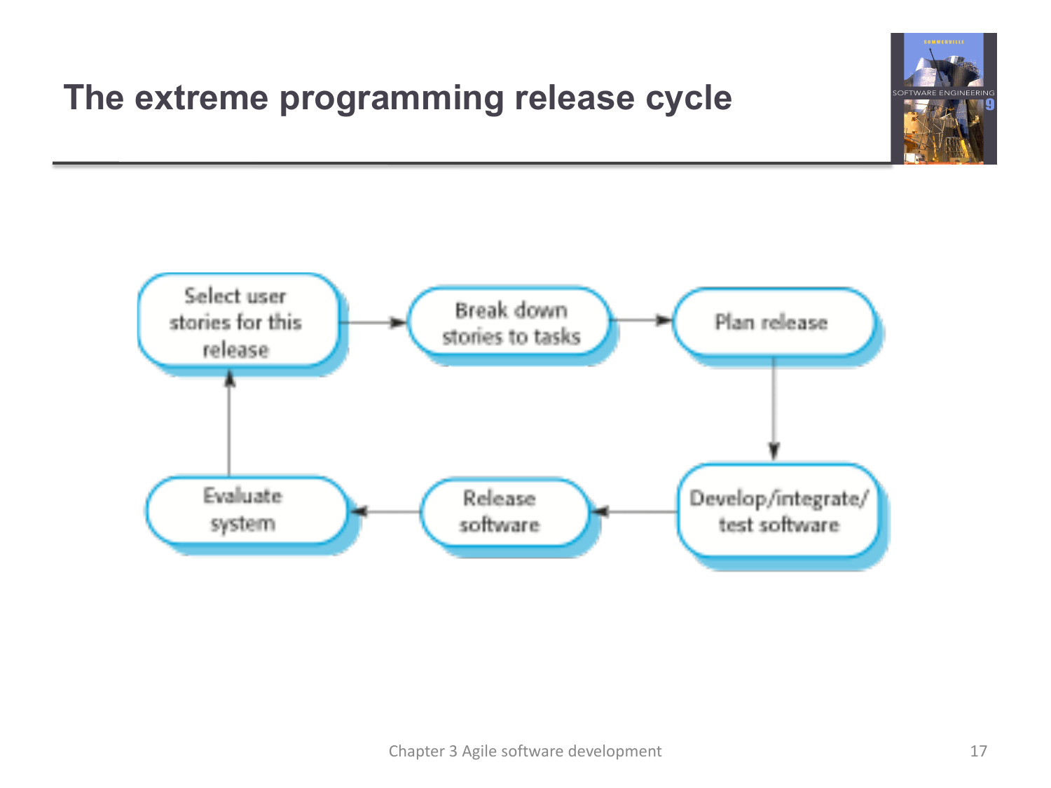# The extreme programming release cycle

Select user stories for this release → Break down stories to tasks → Plan release → Develop/integrate/test software → Release software → Evaluate system → Select user stories for this release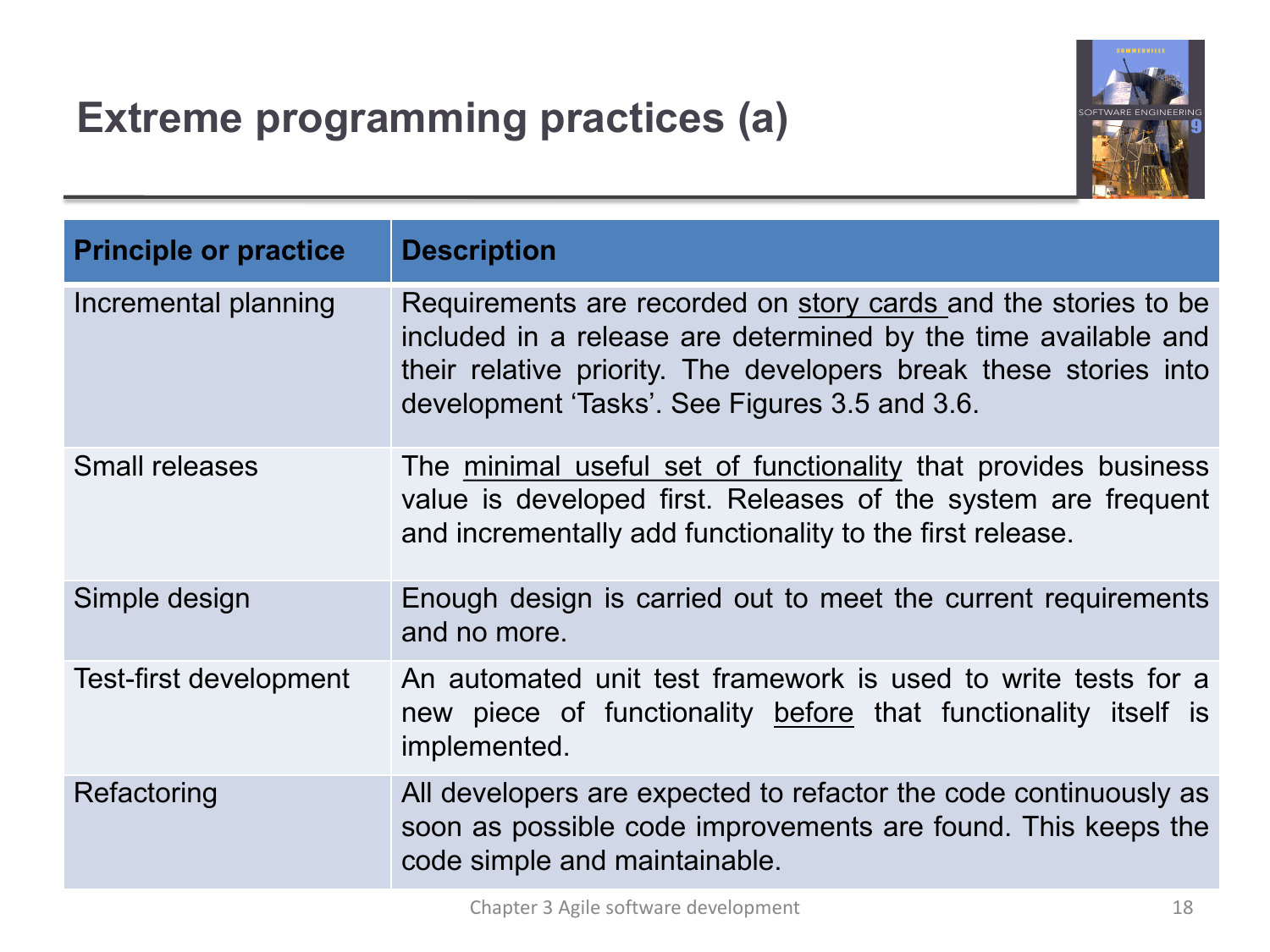# Extreme programming practices (a)

| Principle or practice | Description |
|---|---|
| Incremental planning | Requirements are recorded on <u>story cards</u> and the stories to be included in a release are determined by the time available and their relative priority. The developers break these stories into development 'Tasks'. See Figures 3.5 and 3.6. |
| Small releases | The <u>minimal useful set of functionality</u> that provides business value is developed first. Releases of the system are frequent and incrementally add functionality to the first release. |
| Simple design | Enough design is carried out to meet the current requirements and no more. |
| Test-first development | An automated unit test framework is used to write tests for a new piece of functionality <u>before</u> that functionality itself is implemented. |
| Refactoring | All developers are expected to refactor the code continuously as soon as possible code improvements are found. This keeps the code simple and maintainable. |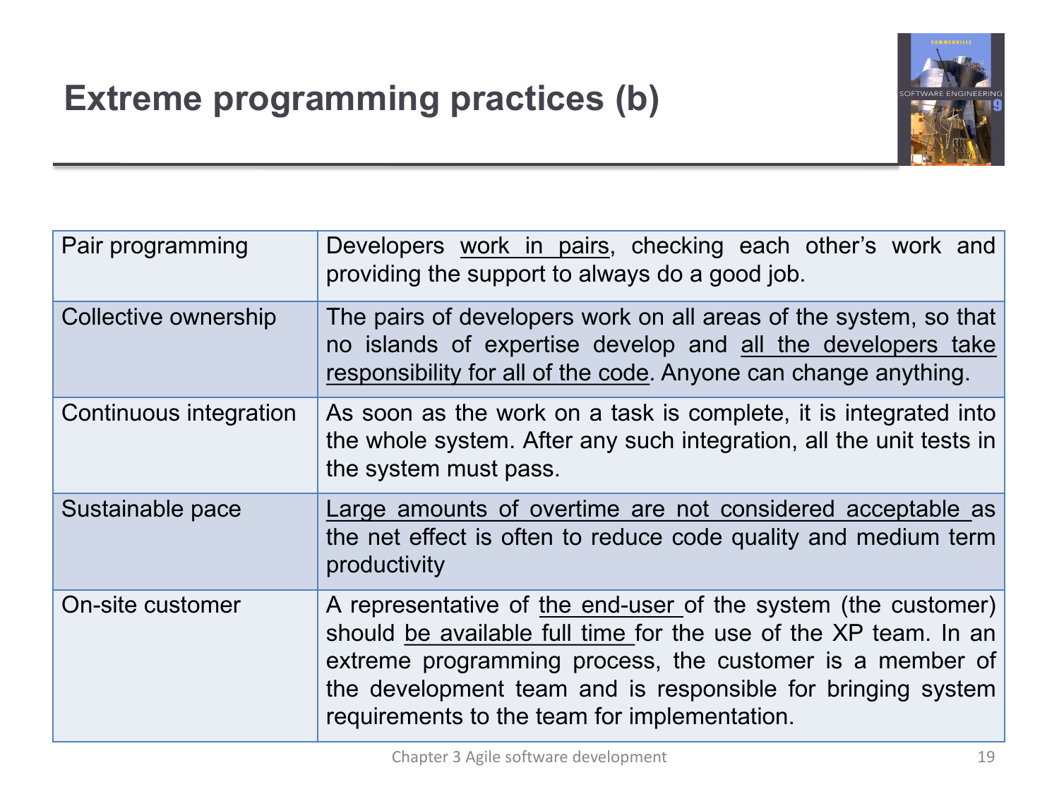# Extreme programming practices (b)

| Practice | Description |
|---|---|
| Pair programming | Developers work in pairs, checking each other's work and providing the support to always do a good job. |
| Collective ownership | The pairs of developers work on all areas of the system, so that no islands of expertise develop and all the developers take responsibility for all of the code. Anyone can change anything. |
| Continuous integration | As soon as the work on a task is complete, it is integrated into the whole system. After any such integration, all the unit tests in the system must pass. |
| Sustainable pace | Large amounts of overtime are not considered acceptable as the net effect is often to reduce code quality and medium term productivity |
| On-site customer | A representative of the end-user of the system (the customer) should be available full time for the use of the XP team. In an extreme programming process, the customer is a member of the development team and is responsible for bringing system requirements to the team for implementation. |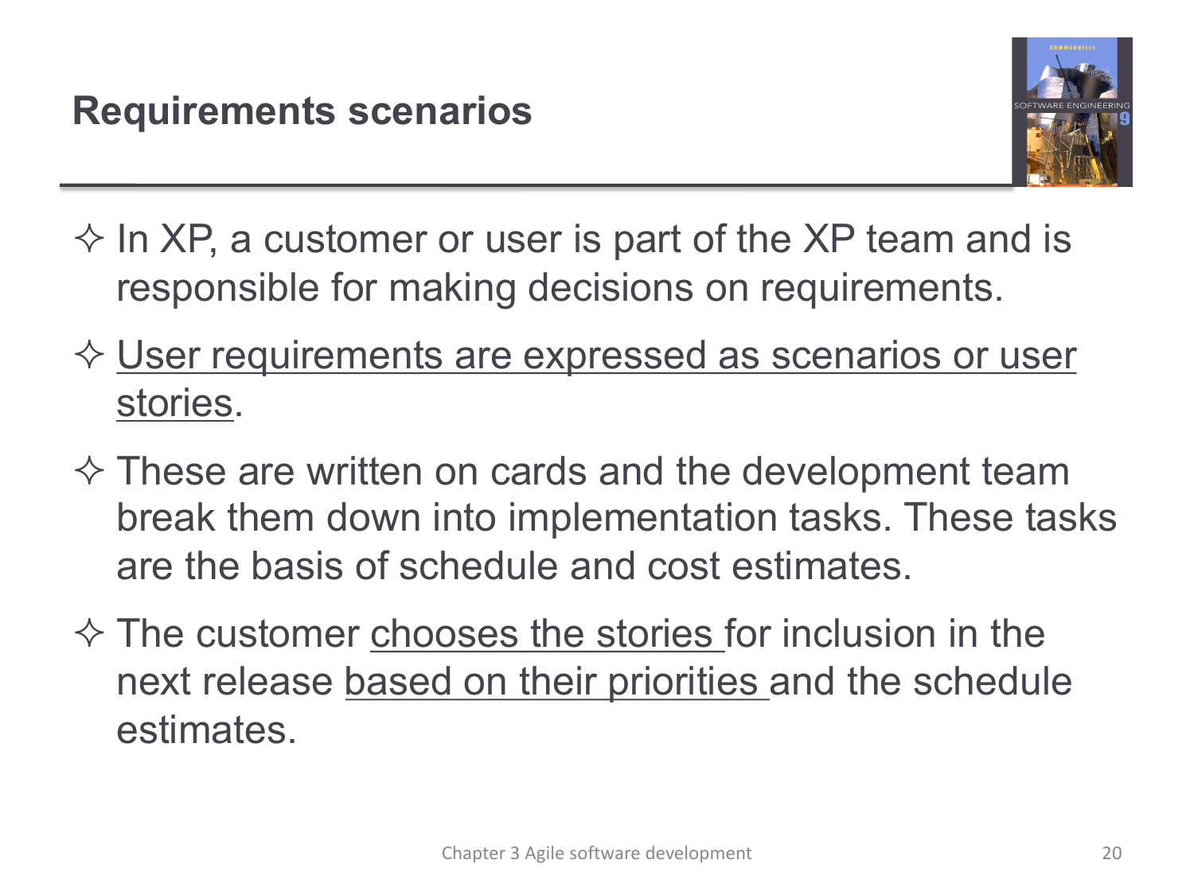# Requirements scenarios

- In XP, a customer or user is part of the XP team and is responsible for making decisions on requirements.
- User requirements are expressed as scenarios or user stories.
- These are written on cards and the development team break them down into implementation tasks. These tasks are the basis of schedule and cost estimates.
- The customer chooses the stories for inclusion in the next release based on their priorities and the schedule estimates.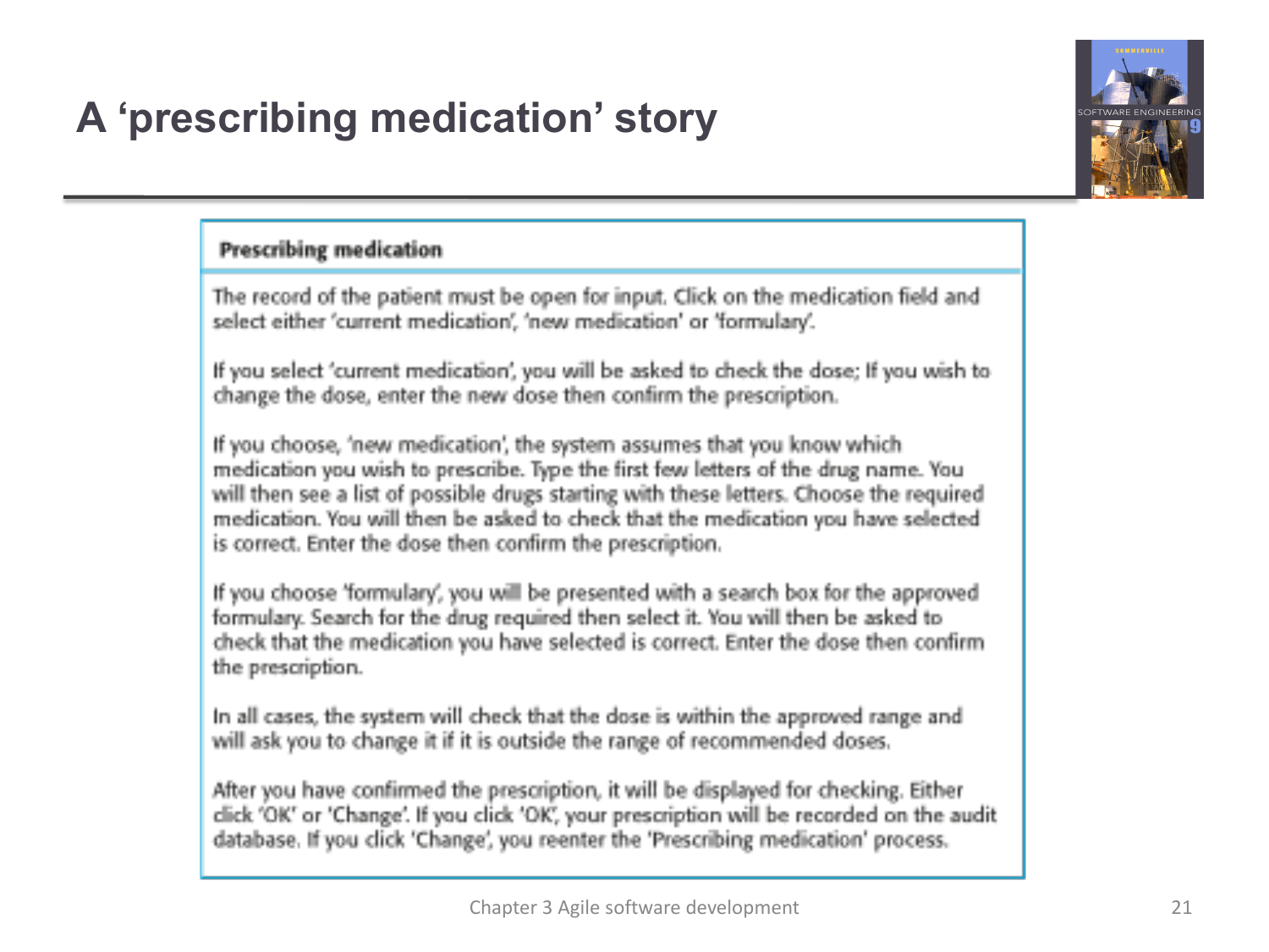# A 'prescribing medication' story

## Prescribing medication

The record of the patient must be open for input. Click on the medication field and select either 'current medication', 'new medication' or 'formulary'.

If you select 'current medication', you will be asked to check the dose; If you wish to change the dose, enter the new dose then confirm the prescription.

If you choose, 'new medication', the system assumes that you know which medication you wish to prescribe. Type the first few letters of the drug name. You will then see a list of possible drugs starting with these letters. Choose the required medication. You will then be asked to check that the medication you have selected is correct. Enter the dose then confirm the prescription.

If you choose 'formulary', you will be presented with a search box for the approved formulary. Search for the drug required then select it. You will then be asked to check that the medication you have selected is correct. Enter the dose then confirm the prescription.

In all cases, the system will check that the dose is within the approved range and will ask you to change it if it is outside the range of recommended doses.

After you have confirmed the prescription, it will be displayed for checking. Either click 'OK' or 'Change'. If you click 'OK', your prescription will be recorded on the audit database. If you click 'Change', you reenter the 'Prescribing medication' process.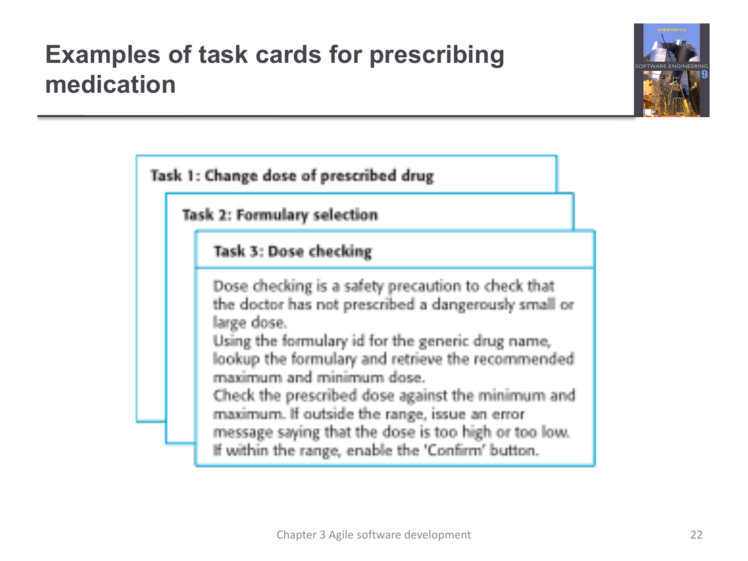# Examples of task cards for prescribing medication

**Task 1: Change dose of prescribed drug**

**Task 2: Formulary selection**

**Task 3: Dose checking**

Dose checking is a safety precaution to check that the doctor has not prescribed a dangerously small or large dose.
Using the formulary id for the generic drug name, lookup the formulary and retrieve the recommended maximum and minimum dose.
Check the prescribed dose against the minimum and maximum. If outside the range, issue an error message saying that the dose is too high or too low.
If within the range, enable the 'Confirm' button.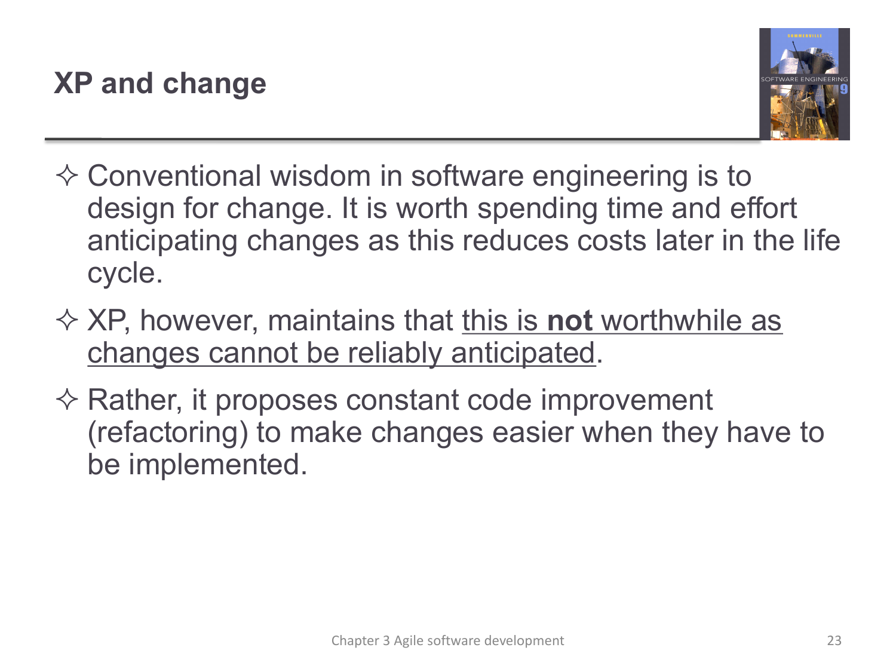# XP and change

- Conventional wisdom in software engineering is to design for change. It is worth spending time and effort anticipating changes as this reduces costs later in the life cycle.
- XP, however, maintains that <u>this is **not** worthwhile as changes cannot be reliably anticipated</u>.
- Rather, it proposes constant code improvement (refactoring) to make changes easier when they have to be implemented.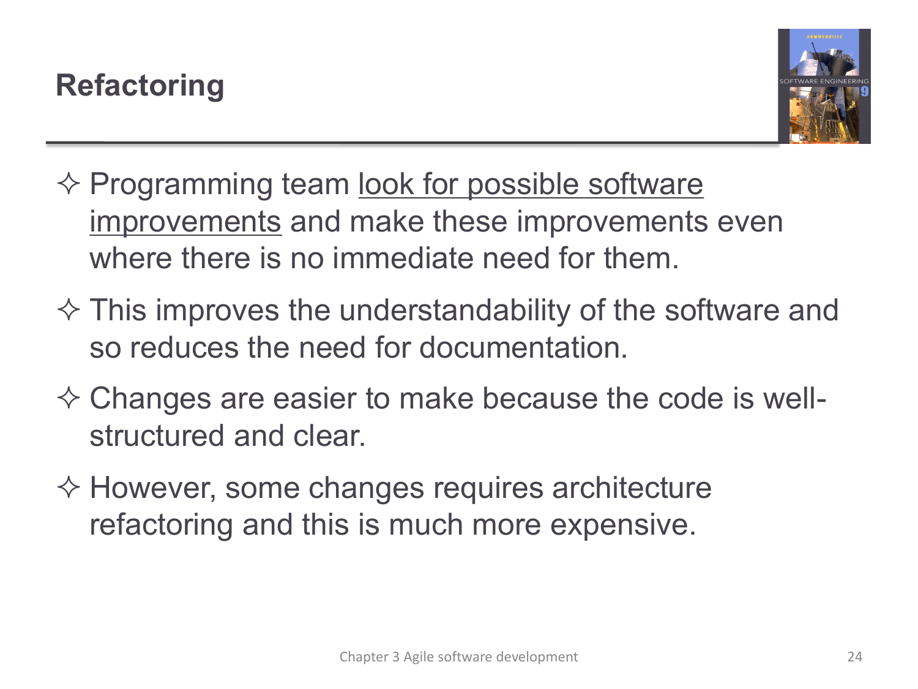# Refactoring

- Programming team look for possible software improvements and make these improvements even where there is no immediate need for them.
- This improves the understandability of the software and so reduces the need for documentation.
- Changes are easier to make because the code is well-structured and clear.
- However, some changes requires architecture refactoring and this is much more expensive.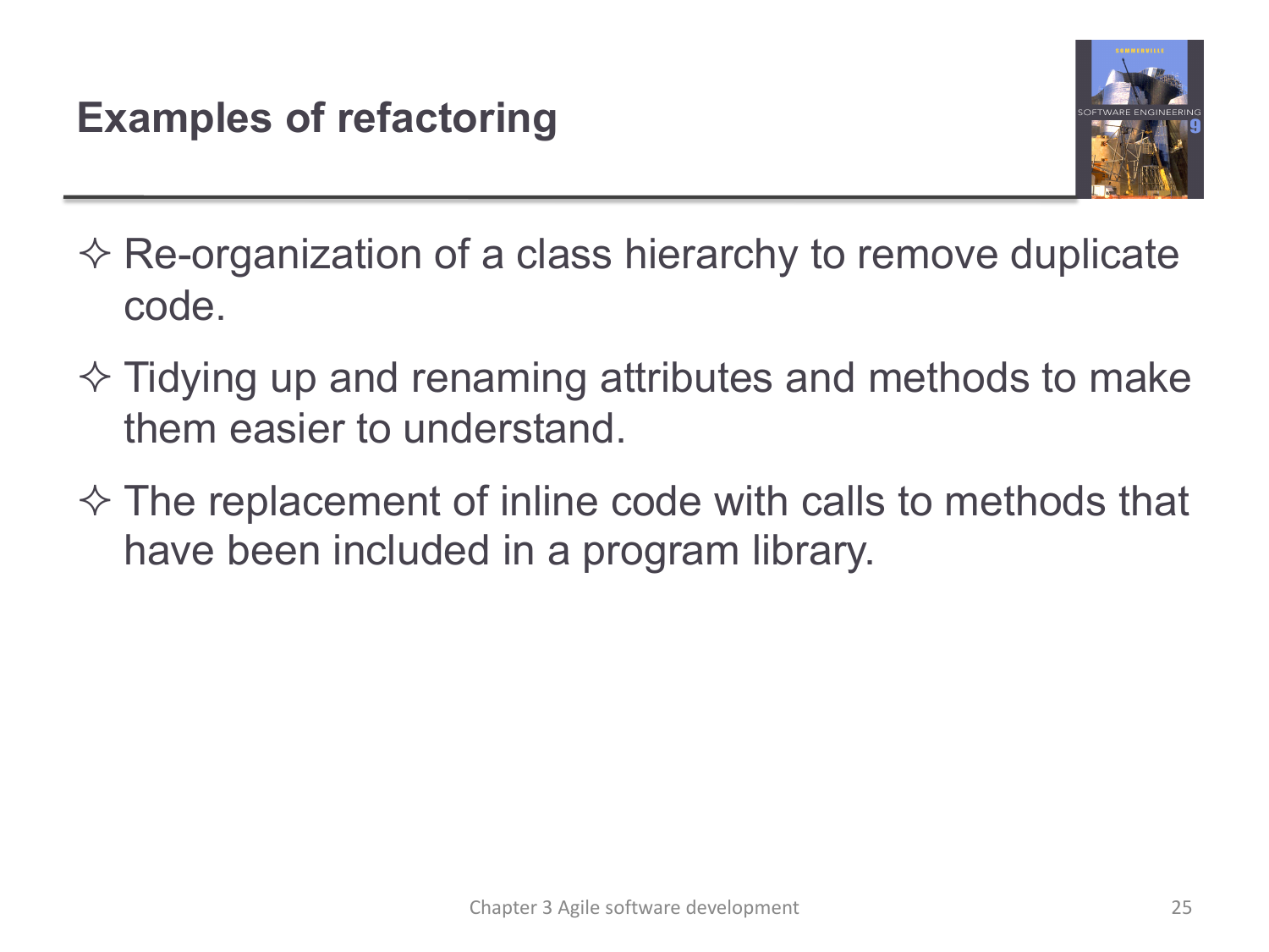# Examples of refactoring

- Re-organization of a class hierarchy to remove duplicate code.
- Tidying up and renaming attributes and methods to make them easier to understand.
- The replacement of inline code with calls to methods that have been included in a program library.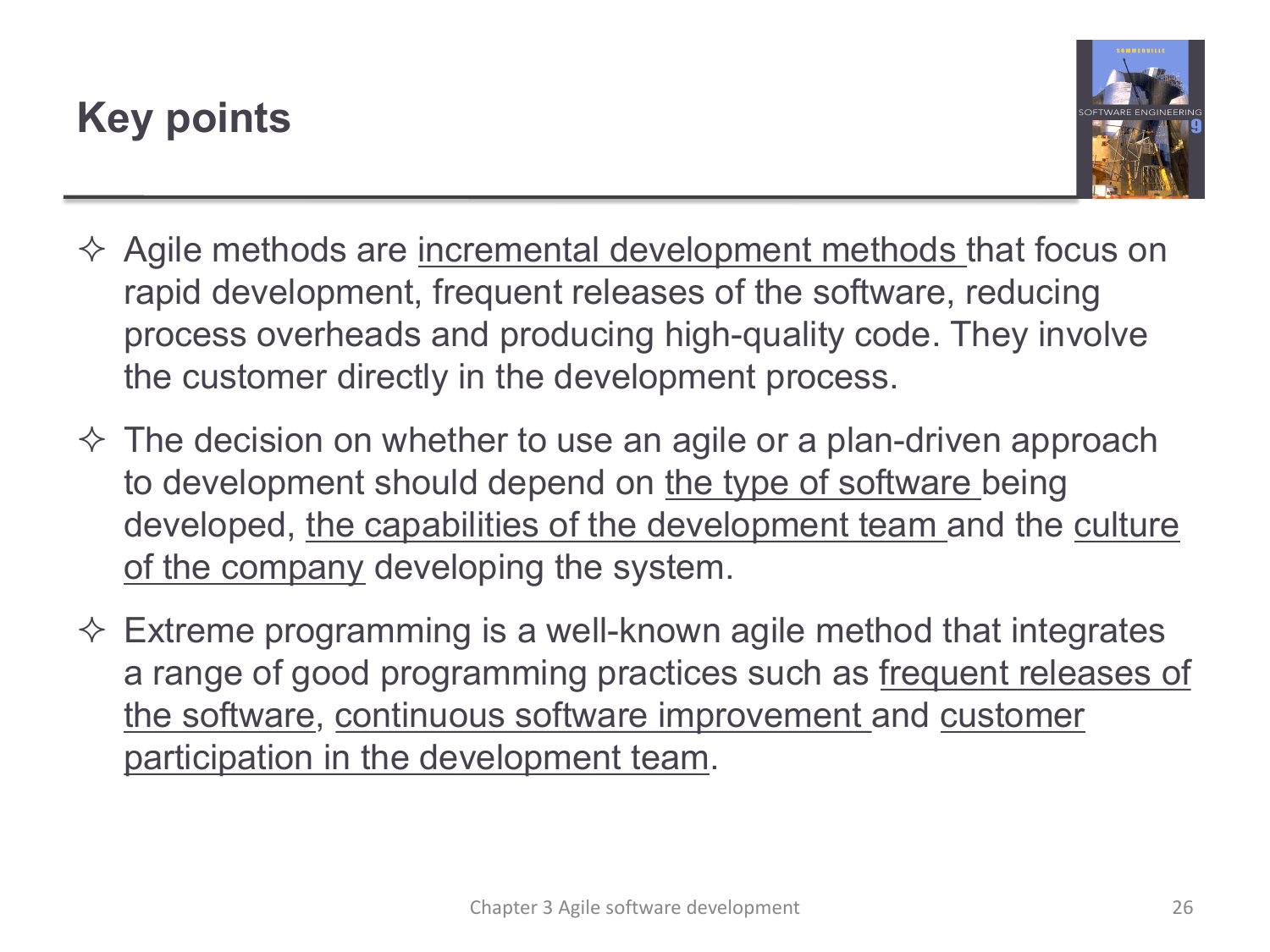# Key points

- Agile methods are incremental development methods that focus on rapid development, frequent releases of the software, reducing process overheads and producing high-quality code. They involve the customer directly in the development process.
- The decision on whether to use an agile or a plan-driven approach to development should depend on the type of software being developed, the capabilities of the development team and the culture of the company developing the system.
- Extreme programming is a well-known agile method that integrates a range of good programming practices such as frequent releases of the software, continuous software improvement and customer participation in the development team.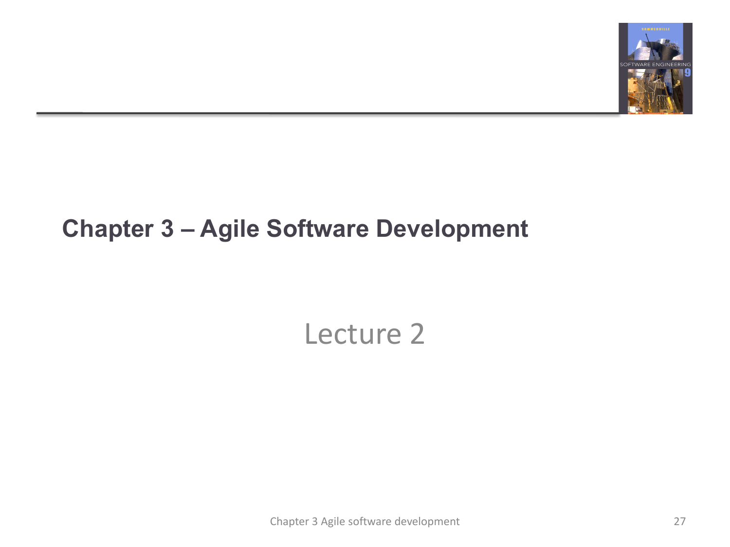# Chapter 3 – Agile Software Development

Lecture 2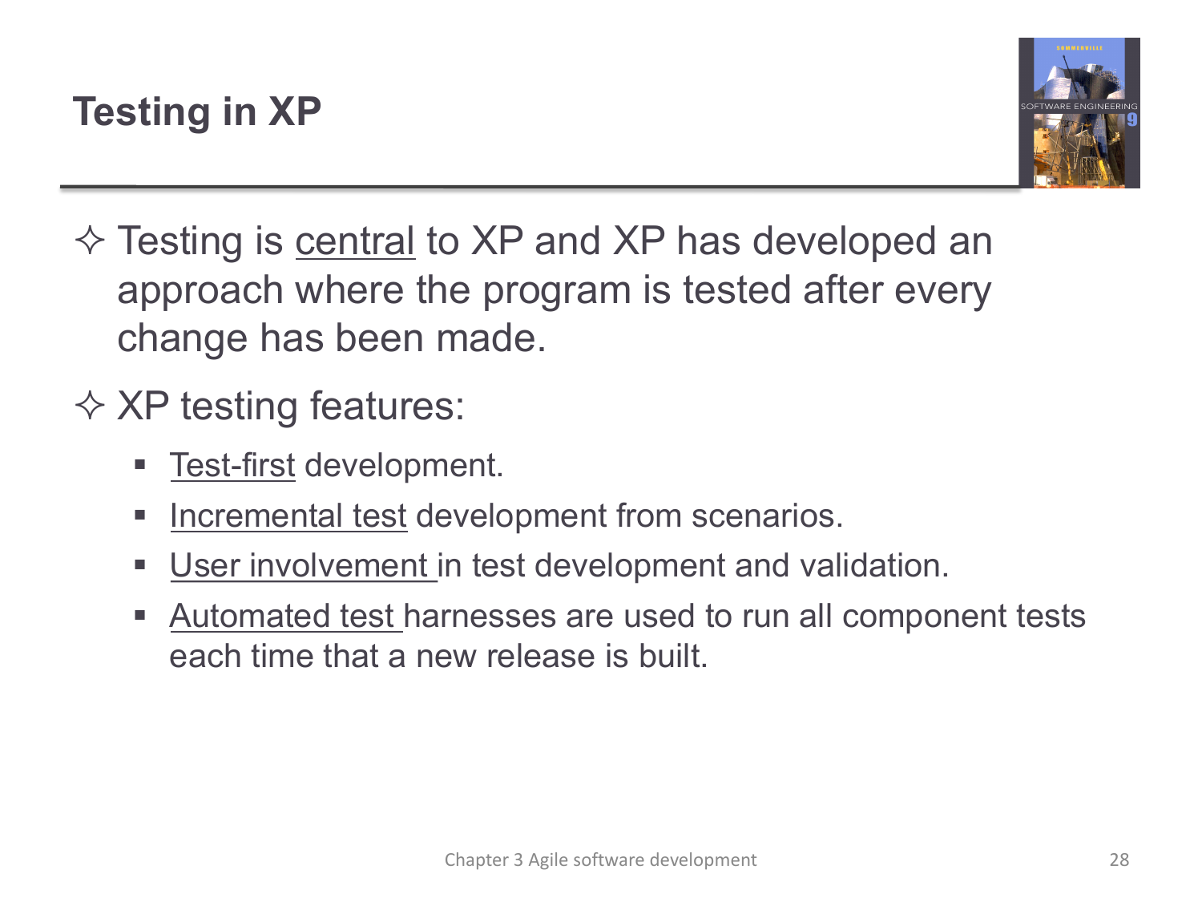# Testing in XP

- Testing is central to XP and XP has developed an approach where the program is tested after every change has been made.
- XP testing features:
  - Test-first development.
  - Incremental test development from scenarios.
  - User involvement in test development and validation.
  - Automated test harnesses are used to run all component tests each time that a new release is built.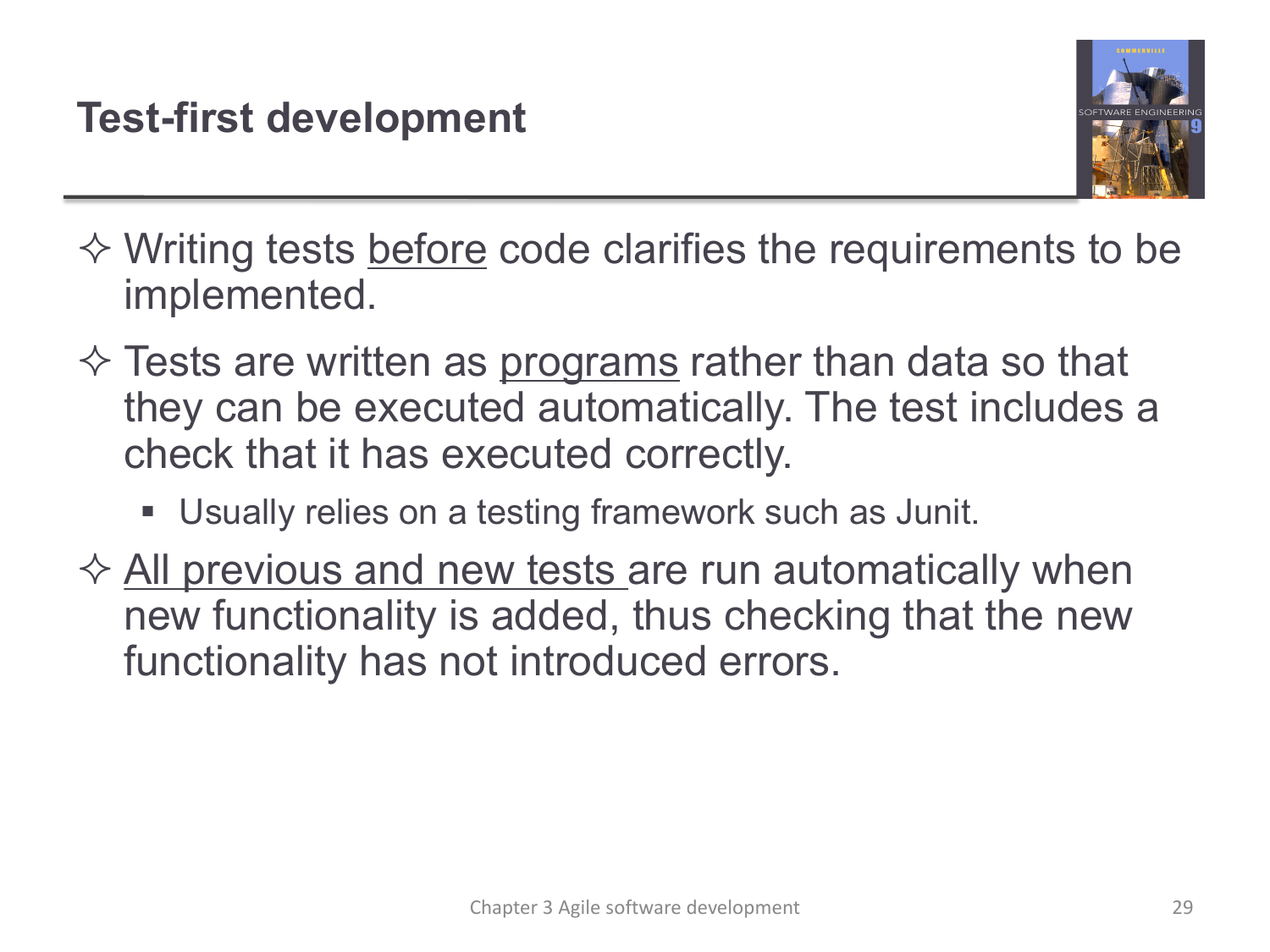# Test-first development

- Writing tests <u>before</u> code clarifies the requirements to be implemented.
- Tests are written as <u>programs</u> rather than data so that they can be executed automatically. The test includes a check that it has executed correctly.
  - Usually relies on a testing framework such as Junit.
- <u>All previous and new tests</u> are run automatically when new functionality is added, thus checking that the new functionality has not introduced errors.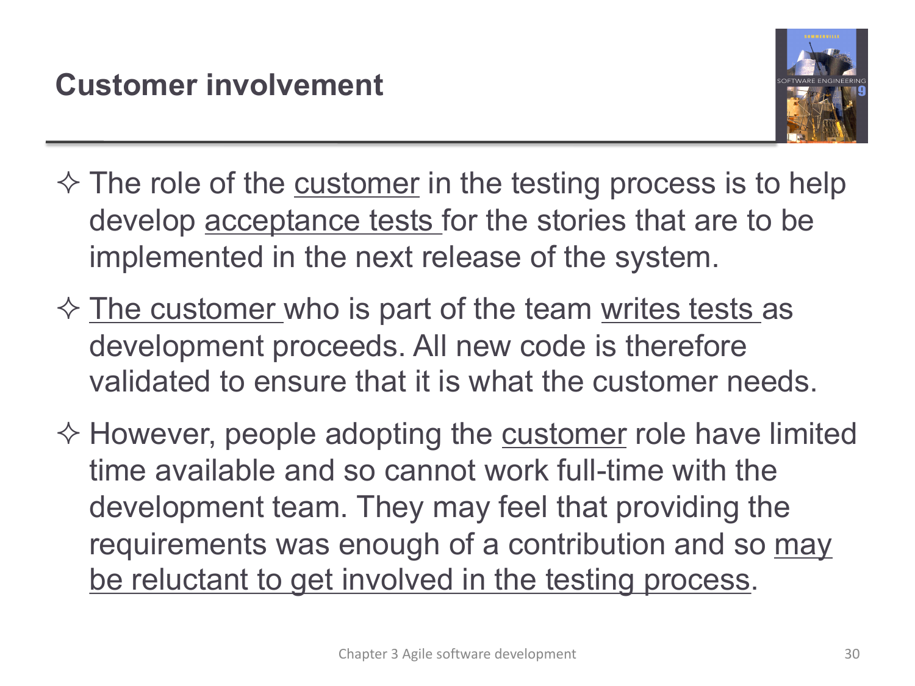## Customer involvement

- The role of the customer in the testing process is to help develop acceptance tests for the stories that are to be implemented in the next release of the system.
- The customer who is part of the team writes tests as development proceeds. All new code is therefore validated to ensure that it is what the customer needs.
- However, people adopting the customer role have limited time available and so cannot work full-time with the development team. They may feel that providing the requirements was enough of a contribution and so may be reluctant to get involved in the testing process.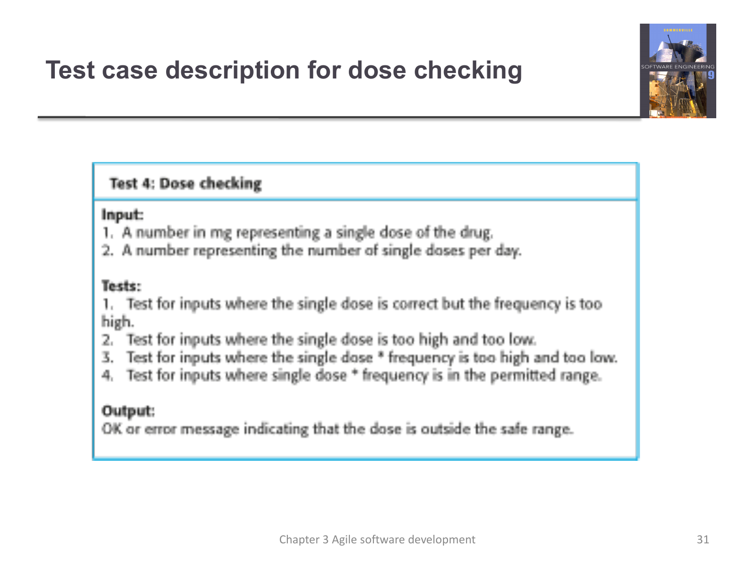# Test case description for dose checking

**Test 4: Dose checking**

**Input:**

1. A number in mg representing a single dose of the drug.
2. A number representing the number of single doses per day.

**Tests:**

1. Test for inputs where the single dose is correct but the frequency is too high.
2. Test for inputs where the single dose is too high and too low.
3. Test for inputs where the single dose * frequency is too high and too low.
4. Test for inputs where single dose * frequency is in the permitted range.

**Output:**

OK or error message indicating that the dose is outside the safe range.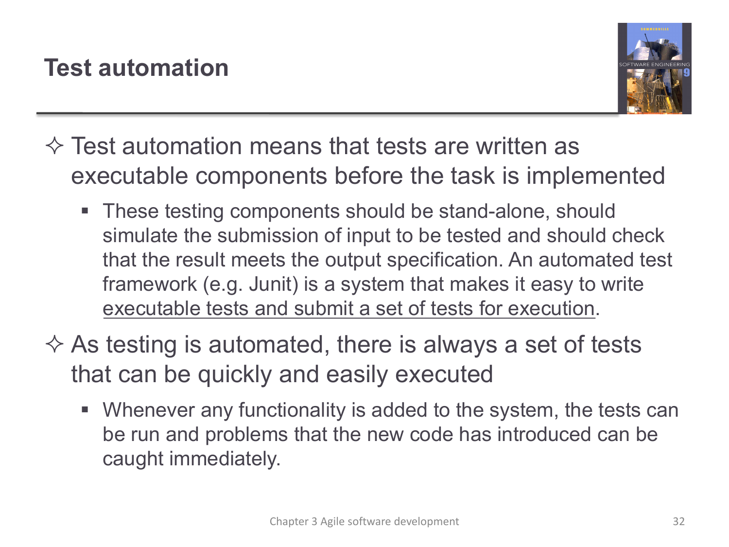# Test automation

- Test automation means that tests are written as executable components before the task is implemented
  - These testing components should be stand-alone, should simulate the submission of input to be tested and should check that the result meets the output specification. An automated test framework (e.g. Junit) is a system that makes it easy to write <u>executable tests and submit a set of tests for execution</u>.
- As testing is automated, there is always a set of tests that can be quickly and easily executed
  - Whenever any functionality is added to the system, the tests can be run and problems that the new code has introduced can be caught immediately.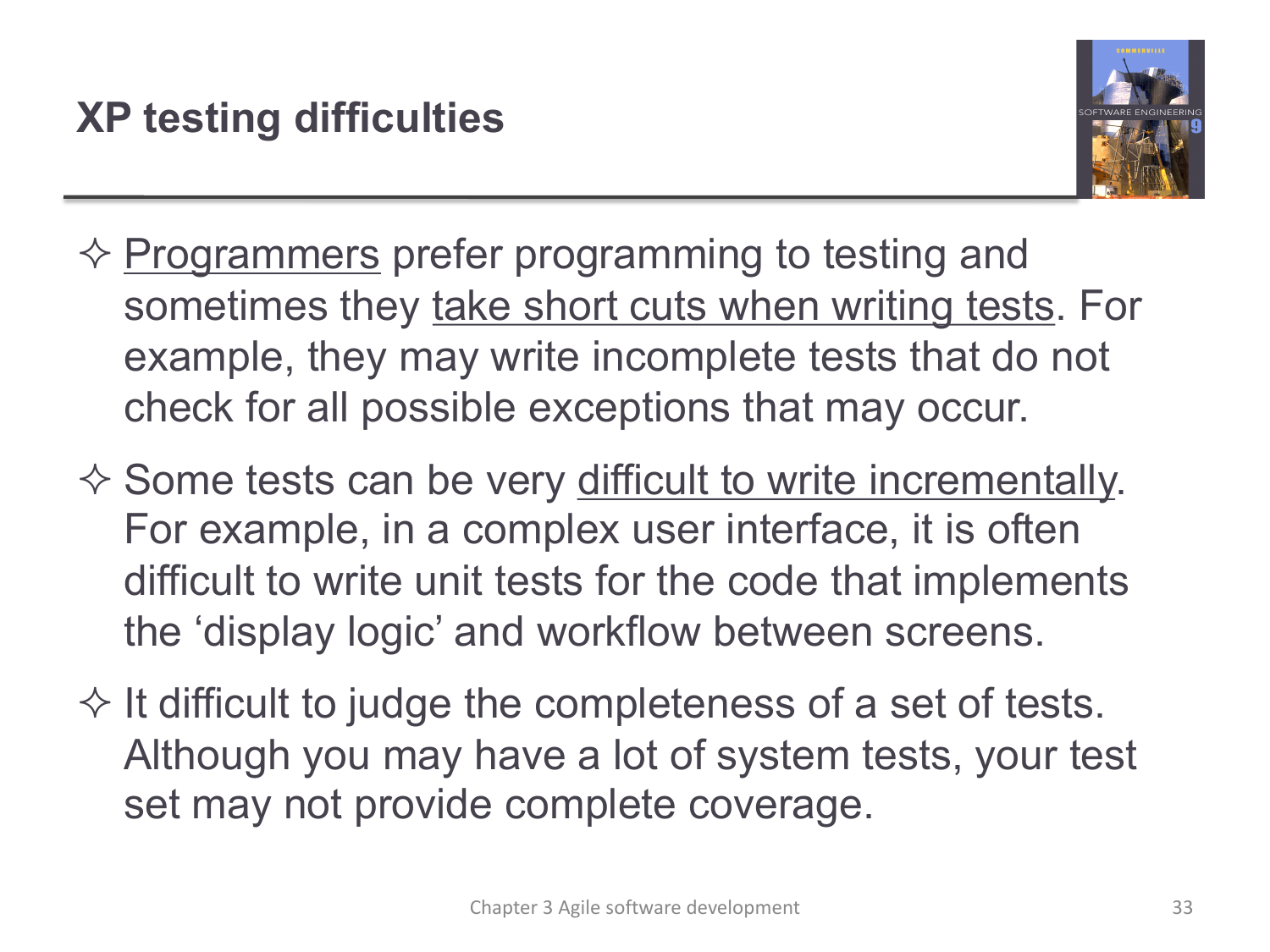## XP testing difficulties

- Programmers prefer programming to testing and sometimes they take short cuts when writing tests. For example, they may write incomplete tests that do not check for all possible exceptions that may occur.
- Some tests can be very difficult to write incrementally. For example, in a complex user interface, it is often difficult to write unit tests for the code that implements the 'display logic' and workflow between screens.
- It difficult to judge the completeness of a set of tests. Although you may have a lot of system tests, your test set may not provide complete coverage.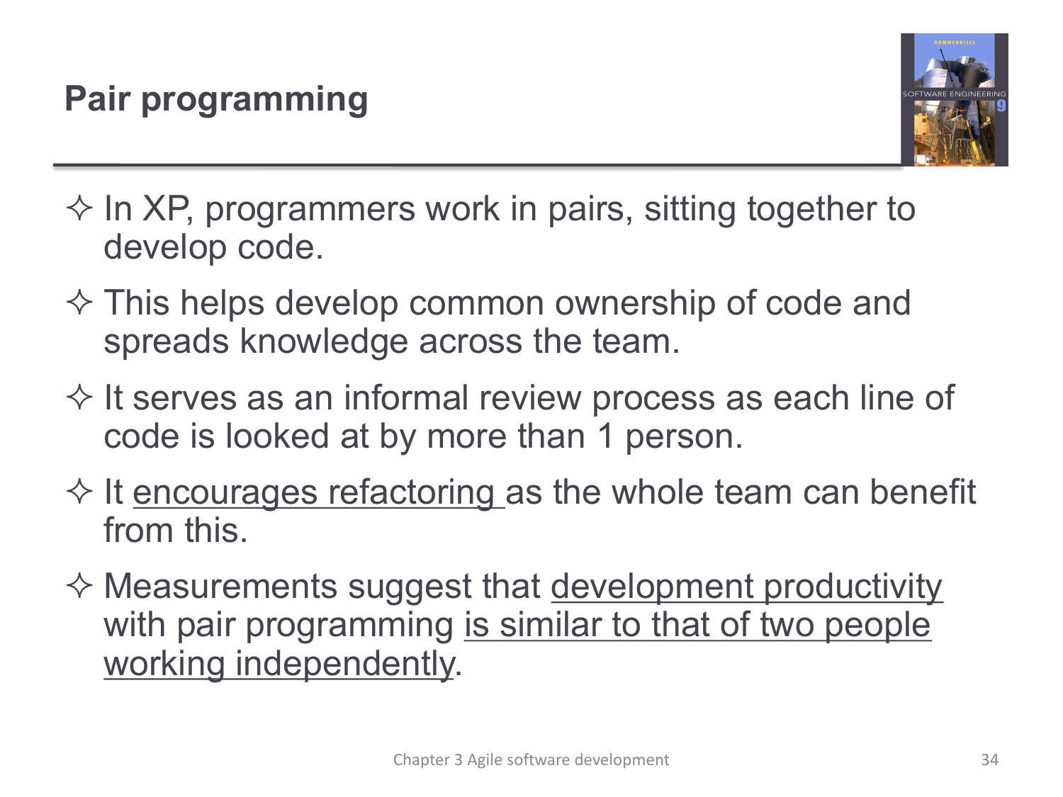# Pair programming

- In XP, programmers work in pairs, sitting together to develop code.
- This helps develop common ownership of code and spreads knowledge across the team.
- It serves as an informal review process as each line of code is looked at by more than 1 person.
- It <u>encourages refactoring</u> as the whole team can benefit from this.
- Measurements suggest that <u>development productivity</u> with pair programming <u>is similar to that of two people working independently</u>.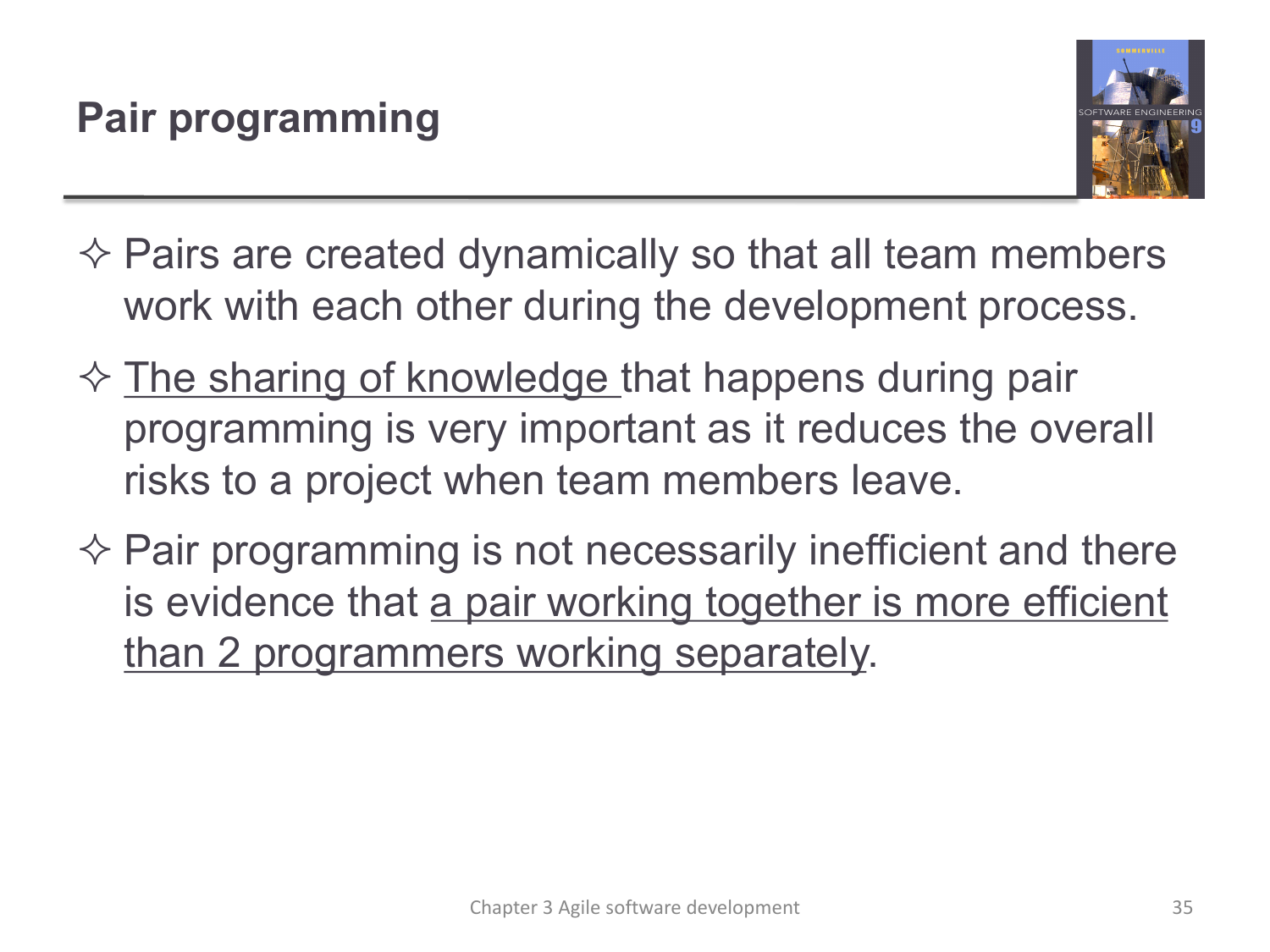## Pair programming

- Pairs are created dynamically so that all team members work with each other during the development process.
- <u>The sharing of knowledge</u> that happens during pair programming is very important as it reduces the overall risks to a project when team members leave.
- Pair programming is not necessarily inefficient and there is evidence that <u>a pair working together is more efficient than 2 programmers working separately</u>.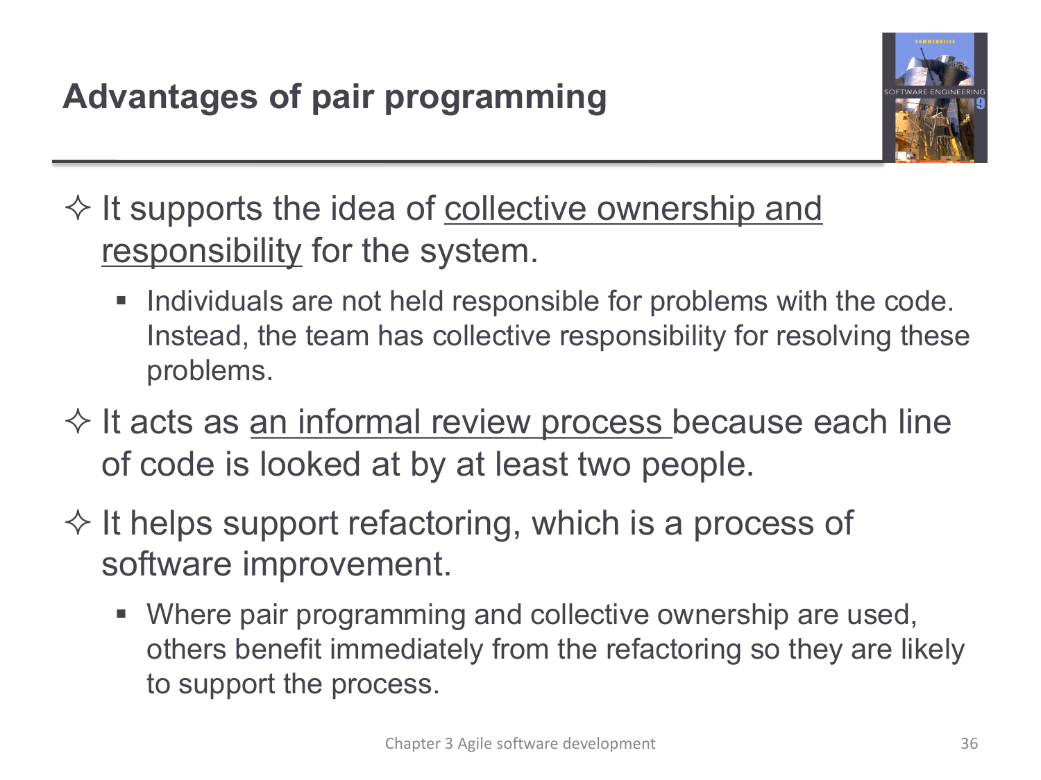## Advantages of pair programming

- It supports the idea of <u>collective ownership and responsibility</u> for the system.
  - Individuals are not held responsible for problems with the code. Instead, the team has collective responsibility for resolving these problems.
- It acts as <u>an informal review process</u> because each line of code is looked at by at least two people.
- It helps support refactoring, which is a process of software improvement.
  - Where pair programming and collective ownership are used, others benefit immediately from the refactoring so they are likely to support the process.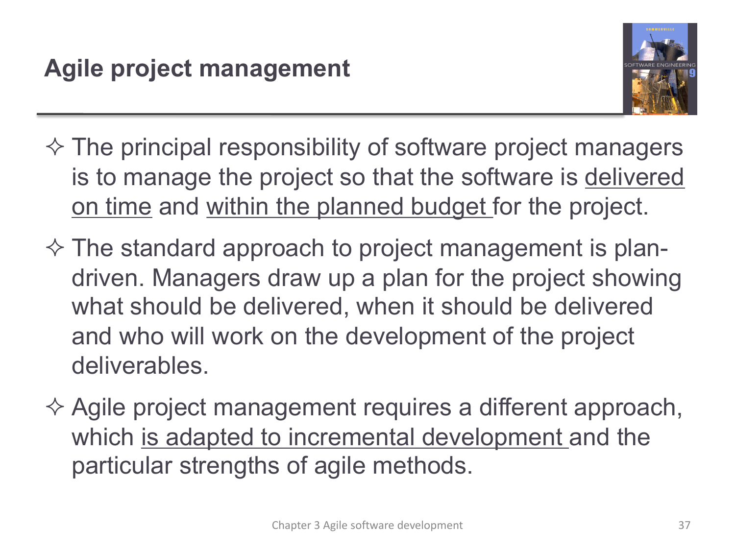# Agile project management

- The principal responsibility of software project managers is to manage the project so that the software is <u>delivered on time</u> and <u>within the planned budget</u> for the project.
- The standard approach to project management is plan-driven. Managers draw up a plan for the project showing what should be delivered, when it should be delivered and who will work on the development of the project deliverables.
- Agile project management requires a different approach, which <u>is adapted to incremental development</u> and the particular strengths of agile methods.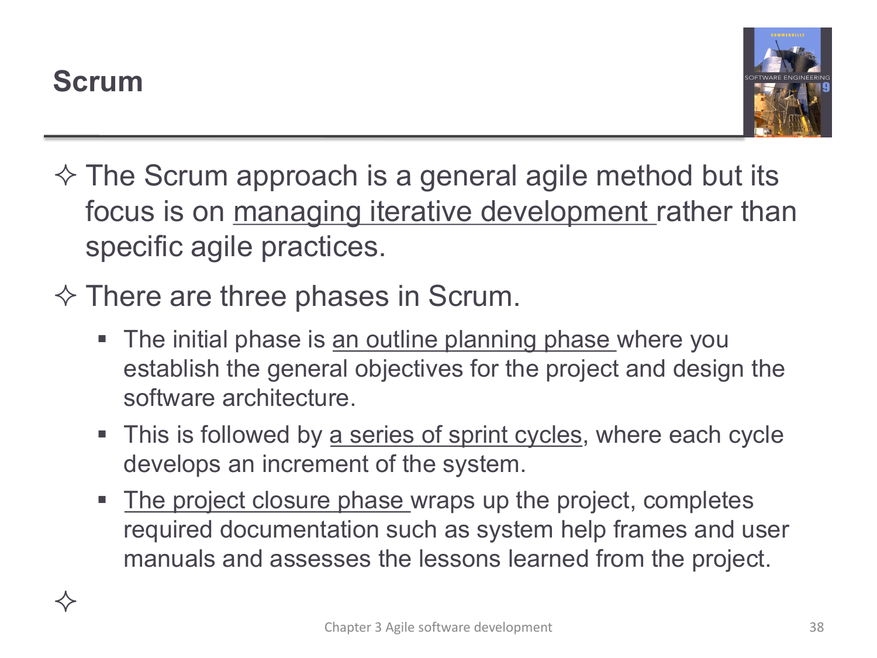# Scrum

- The Scrum approach is a general agile method but its focus is on managing iterative development rather than specific agile practices.
- There are three phases in Scrum.
  - The initial phase is an outline planning phase where you establish the general objectives for the project and design the software architecture.
  - This is followed by a series of sprint cycles, where each cycle develops an increment of the system.
  - The project closure phase wraps up the project, completes required documentation such as system help frames and user manuals and assesses the lessons learned from the project.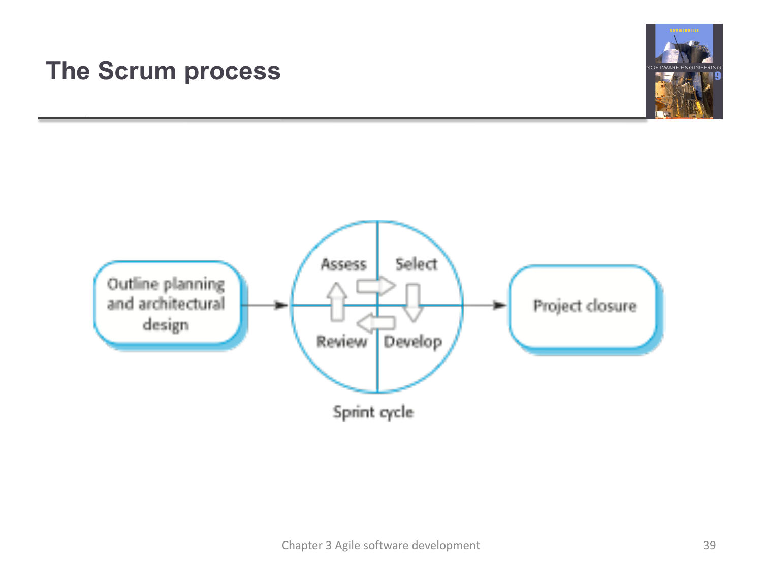# The Scrum process

Outline planning and architectural design → Sprint cycle (Assess → Select → Develop → Review) → Project closure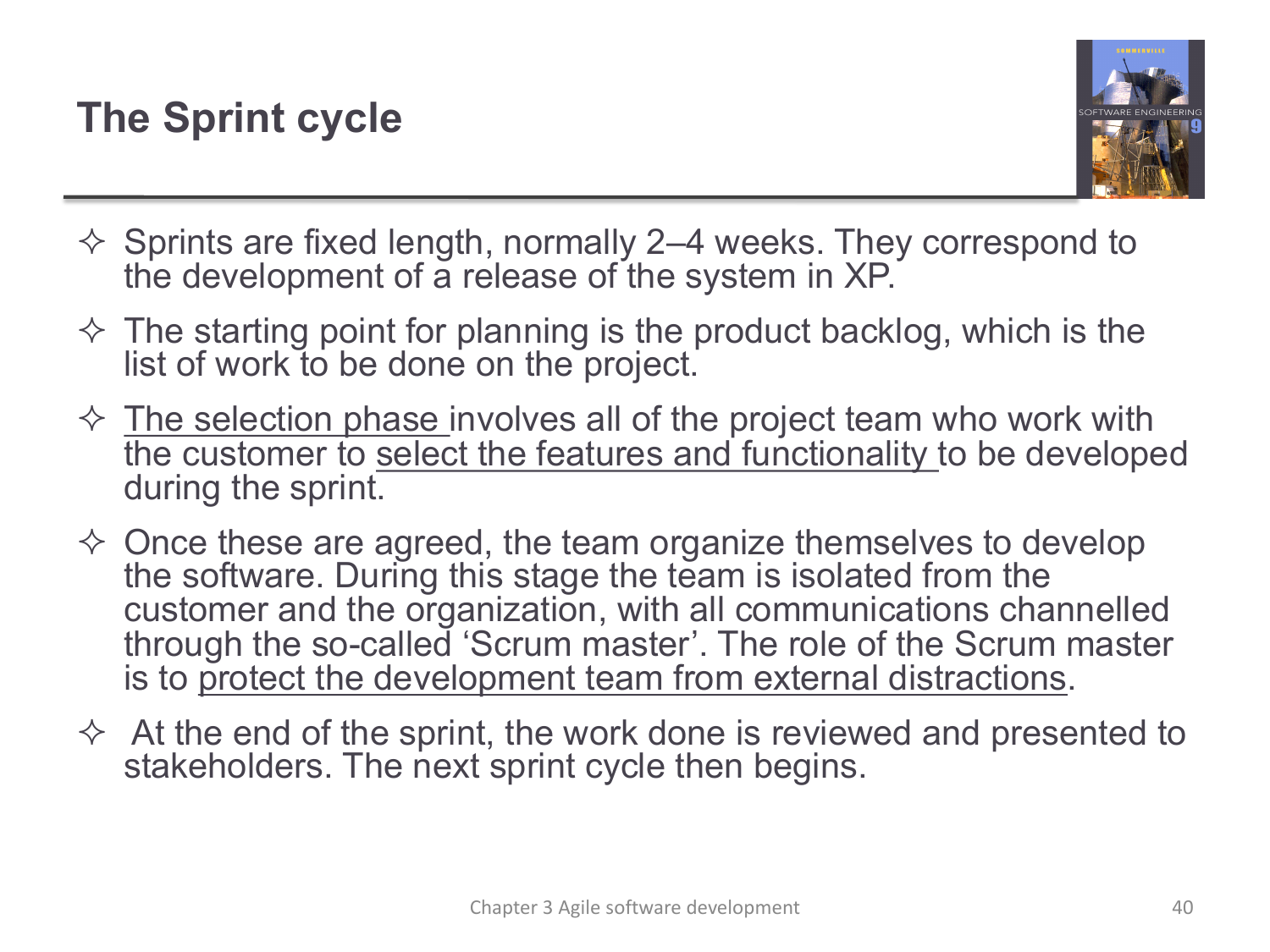# The Sprint cycle

- Sprints are fixed length, normally 2–4 weeks. They correspond to the development of a release of the system in XP.
- The starting point for planning is the product backlog, which is the list of work to be done on the project.
- <u>The selection phase</u> involves all of the project team who work with the customer to <u>select the features and functionality</u> to be developed during the sprint.
- Once these are agreed, the team organize themselves to develop the software. During this stage the team is isolated from the customer and the organization, with all communications channelled through the so-called 'Scrum master'. The role of the Scrum master is to <u>protect the development team from external distractions</u>.
- At the end of the sprint, the work done is reviewed and presented to stakeholders. The next sprint cycle then begins.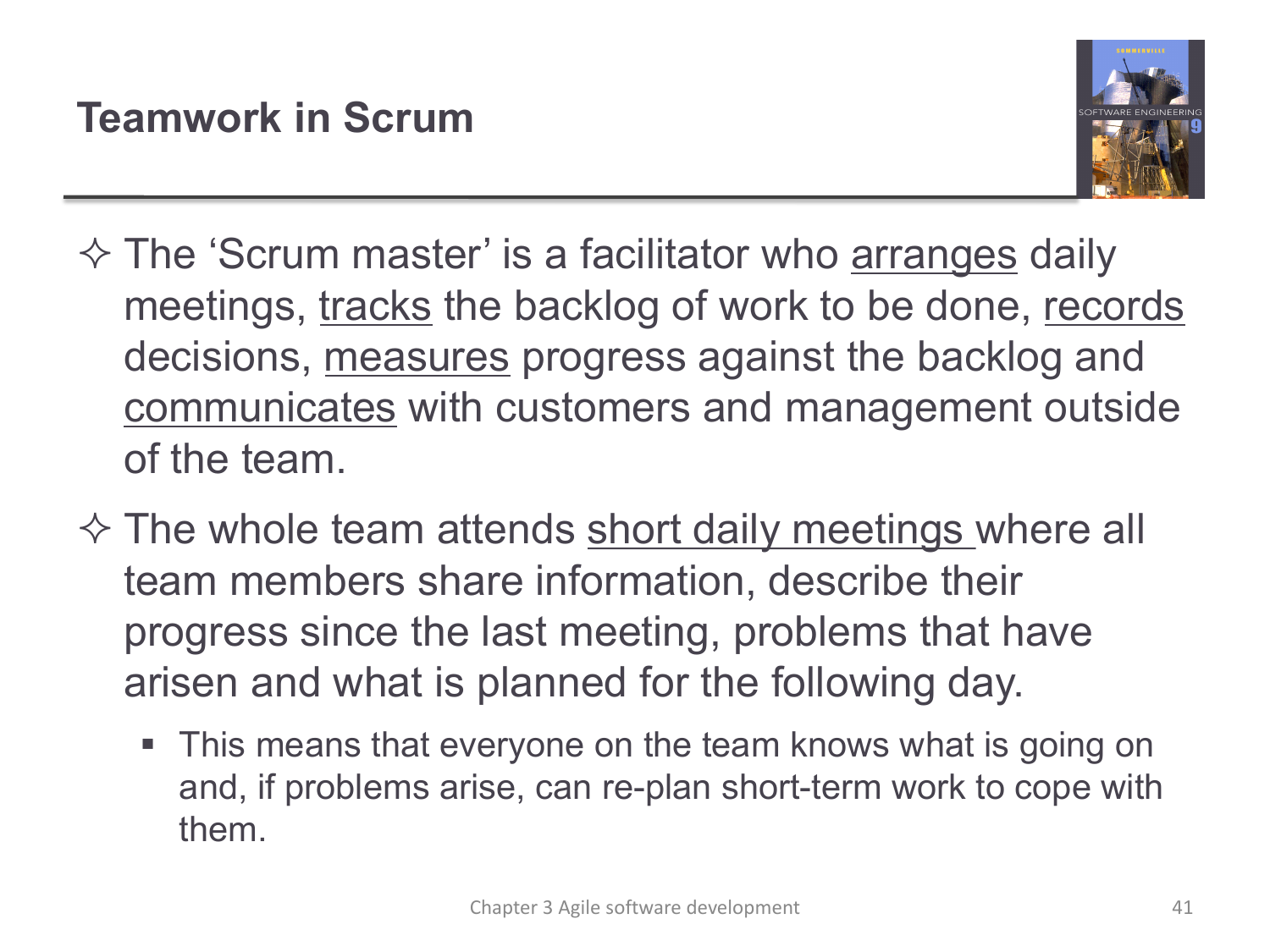# Teamwork in Scrum

- The 'Scrum master' is a facilitator who <u>arranges</u> daily meetings, <u>tracks</u> the backlog of work to be done, <u>records</u> decisions, <u>measures</u> progress against the backlog and <u>communicates</u> with customers and management outside of the team.
- The whole team attends <u>short daily meetings</u> where all team members share information, describe their progress since the last meeting, problems that have arisen and what is planned for the following day.
  - This means that everyone on the team knows what is going on and, if problems arise, can re-plan short-term work to cope with them.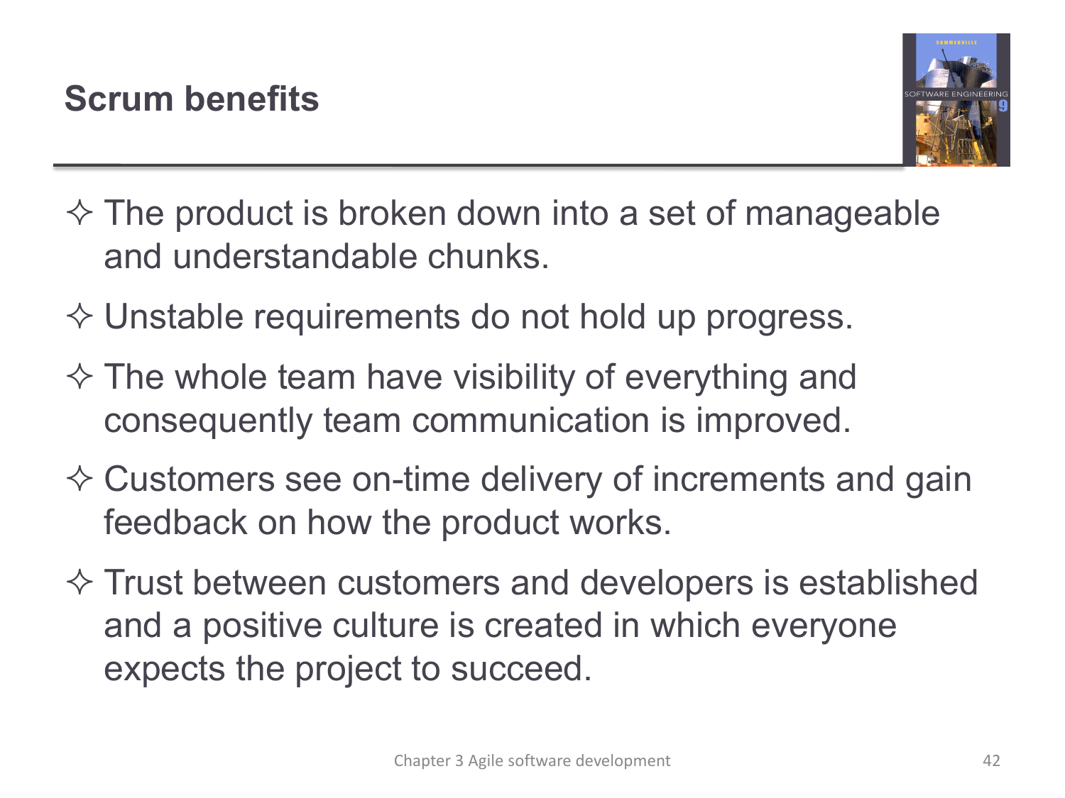## Scrum benefits

- The product is broken down into a set of manageable and understandable chunks.
- Unstable requirements do not hold up progress.
- The whole team have visibility of everything and consequently team communication is improved.
- Customers see on-time delivery of increments and gain feedback on how the product works.
- Trust between customers and developers is established and a positive culture is created in which everyone expects the project to succeed.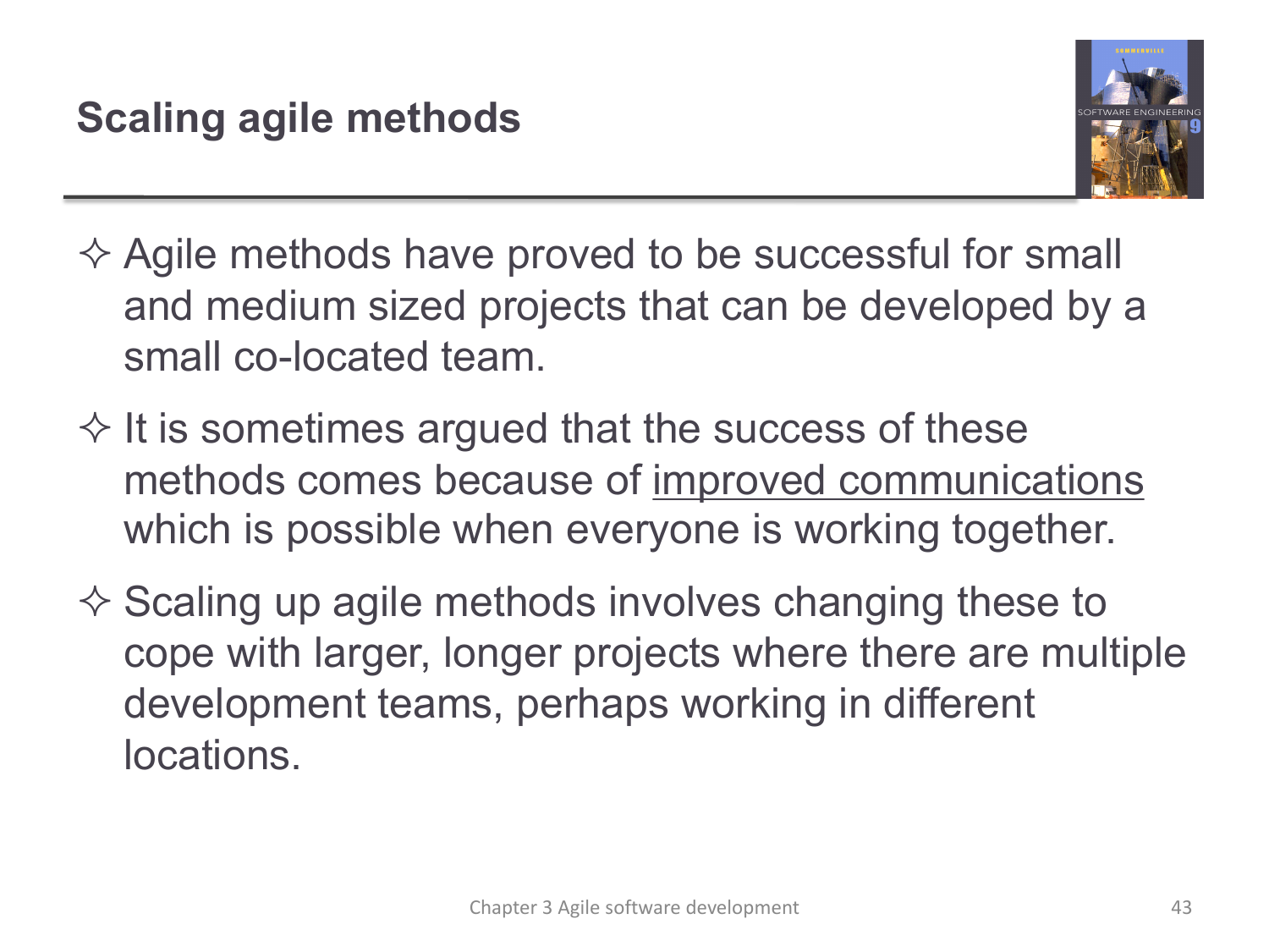# Scaling agile methods

- Agile methods have proved to be successful for small and medium sized projects that can be developed by a small co-located team.
- It is sometimes argued that the success of these methods comes because of <u>improved communications</u> which is possible when everyone is working together.
- Scaling up agile methods involves changing these to cope with larger, longer projects where there are multiple development teams, perhaps working in different locations.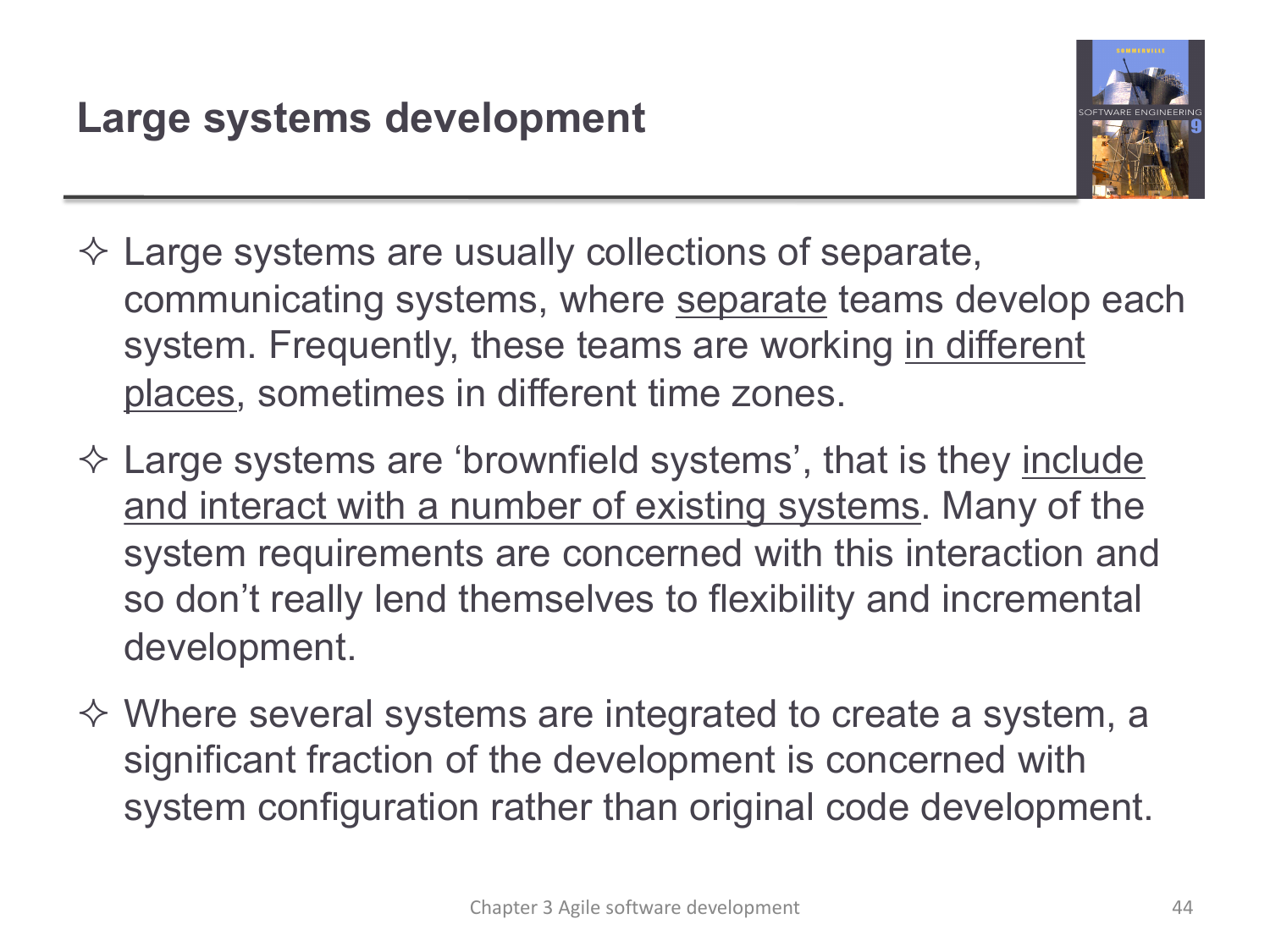# Large systems development

- Large systems are usually collections of separate, communicating systems, where separate teams develop each system. Frequently, these teams are working in different places, sometimes in different time zones.
- Large systems are 'brownfield systems', that is they include and interact with a number of existing systems. Many of the system requirements are concerned with this interaction and so don't really lend themselves to flexibility and incremental development.
- Where several systems are integrated to create a system, a significant fraction of the development is concerned with system configuration rather than original code development.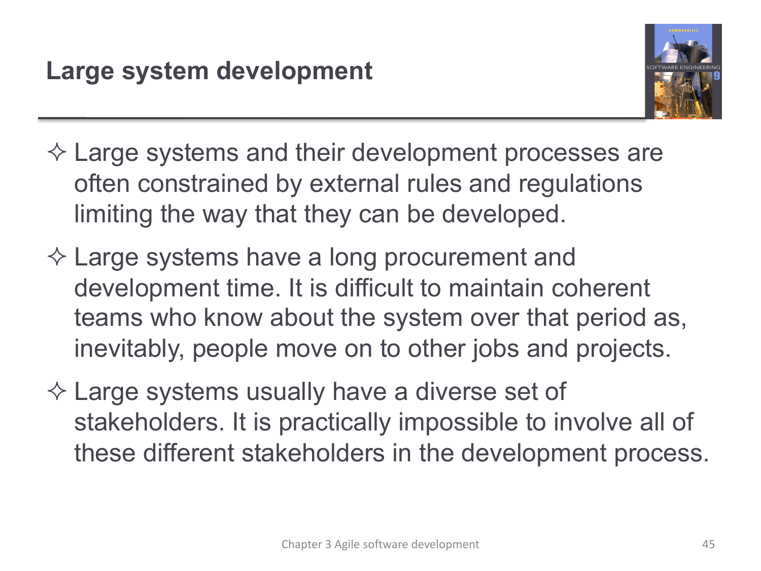# Large system development

- Large systems and their development processes are often constrained by external rules and regulations limiting the way that they can be developed.
- Large systems have a long procurement and development time. It is difficult to maintain coherent teams who know about the system over that period as, inevitably, people move on to other jobs and projects.
- Large systems usually have a diverse set of stakeholders. It is practically impossible to involve all of these different stakeholders in the development process.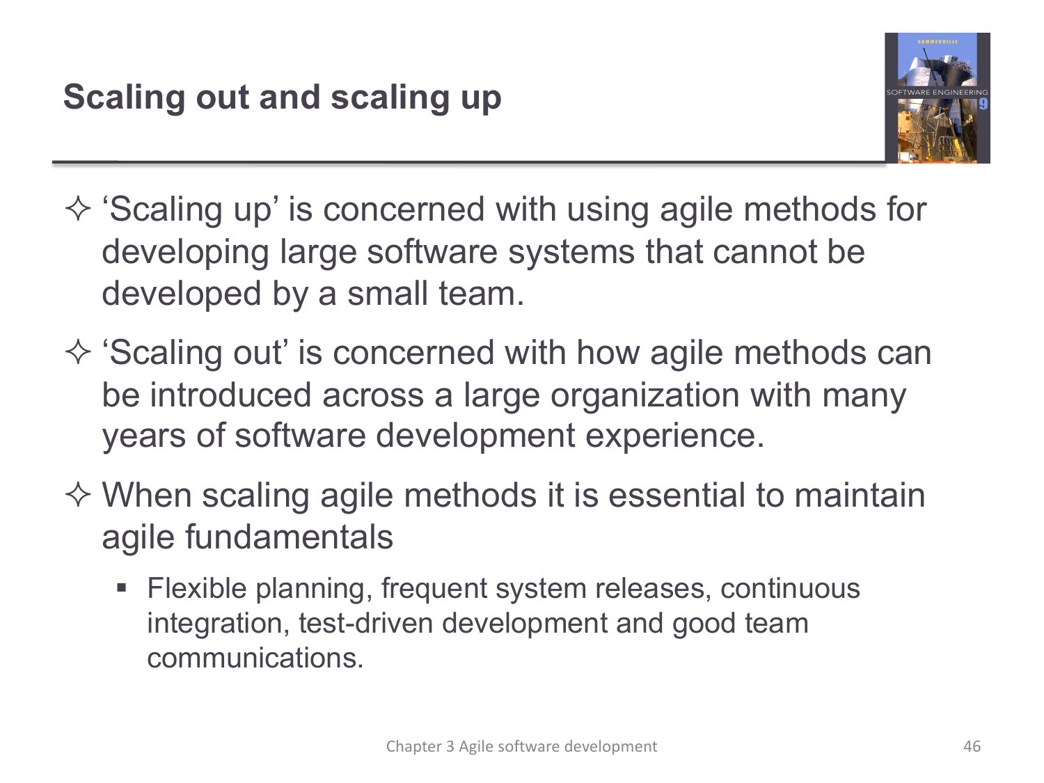## Scaling out and scaling up

- 'Scaling up' is concerned with using agile methods for developing large software systems that cannot be developed by a small team.
- 'Scaling out' is concerned with how agile methods can be introduced across a large organization with many years of software development experience.
- When scaling agile methods it is essential to maintain agile fundamentals
  - Flexible planning, frequent system releases, continuous integration, test-driven development and good team communications.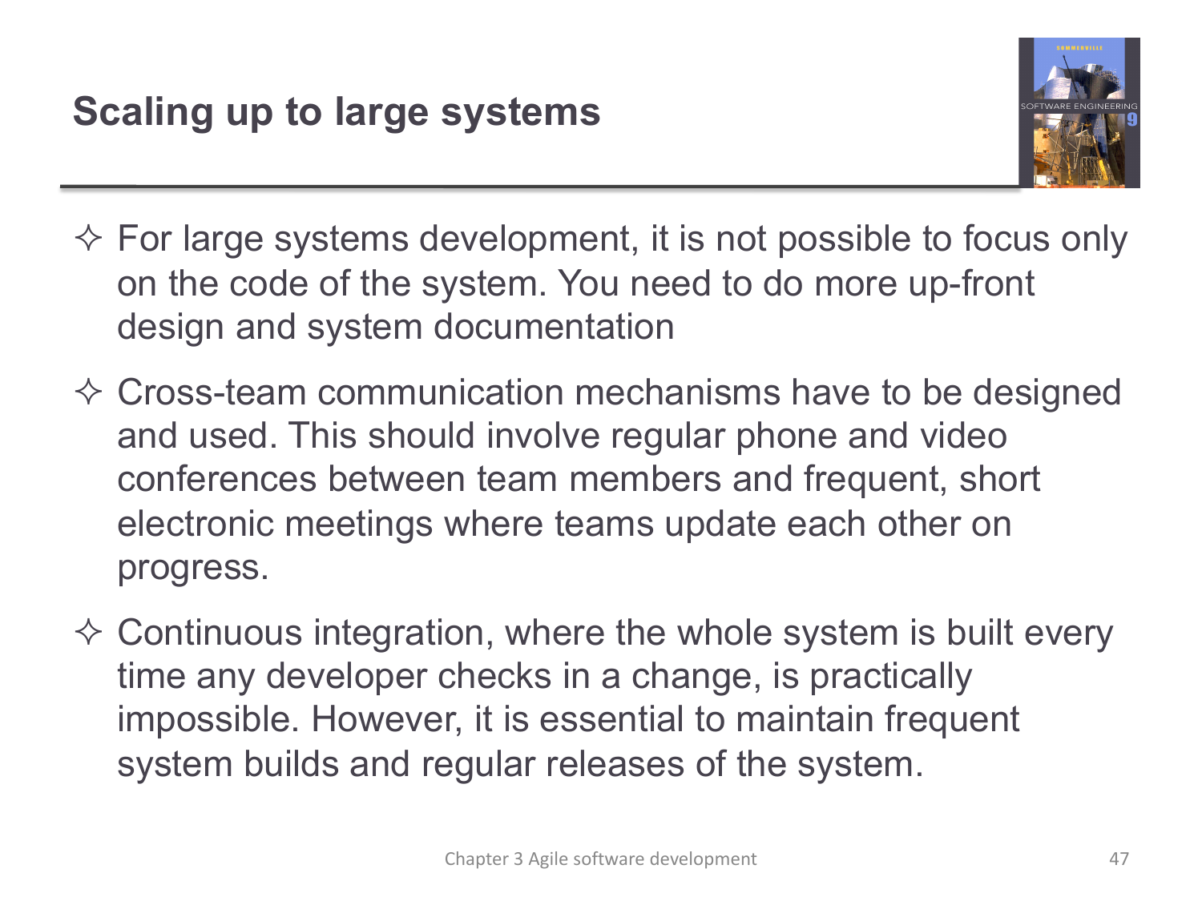## Scaling up to large systems

- For large systems development, it is not possible to focus only on the code of the system. You need to do more up-front design and system documentation
- Cross-team communication mechanisms have to be designed and used. This should involve regular phone and video conferences between team members and frequent, short electronic meetings where teams update each other on progress.
- Continuous integration, where the whole system is built every time any developer checks in a change, is practically impossible. However, it is essential to maintain frequent system builds and regular releases of the system.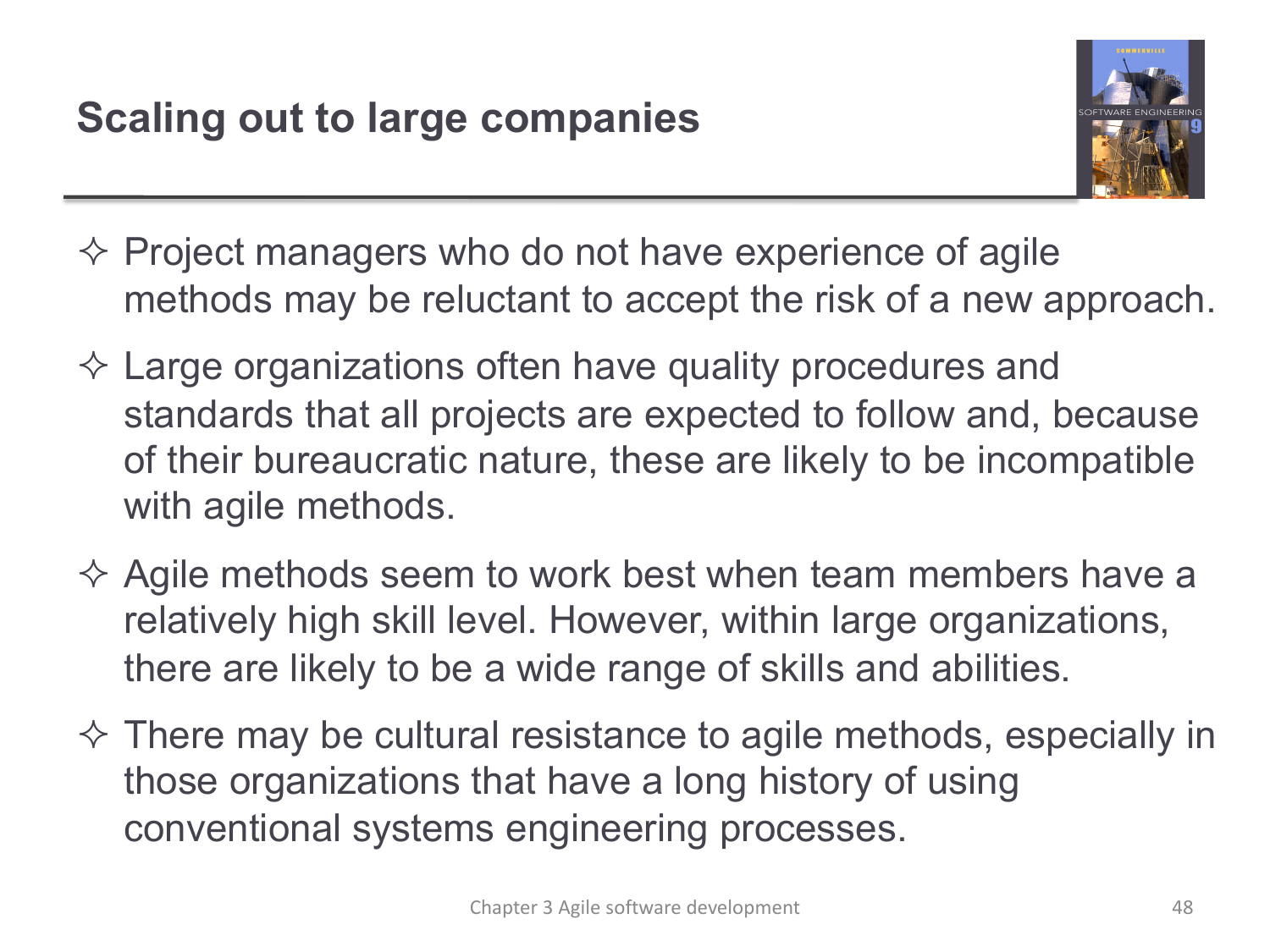## Scaling out to large companies

- Project managers who do not have experience of agile methods may be reluctant to accept the risk of a new approach.
- Large organizations often have quality procedures and standards that all projects are expected to follow and, because of their bureaucratic nature, these are likely to be incompatible with agile methods.
- Agile methods seem to work best when team members have a relatively high skill level. However, within large organizations, there are likely to be a wide range of skills and abilities.
- There may be cultural resistance to agile methods, especially in those organizations that have a long history of using conventional systems engineering processes.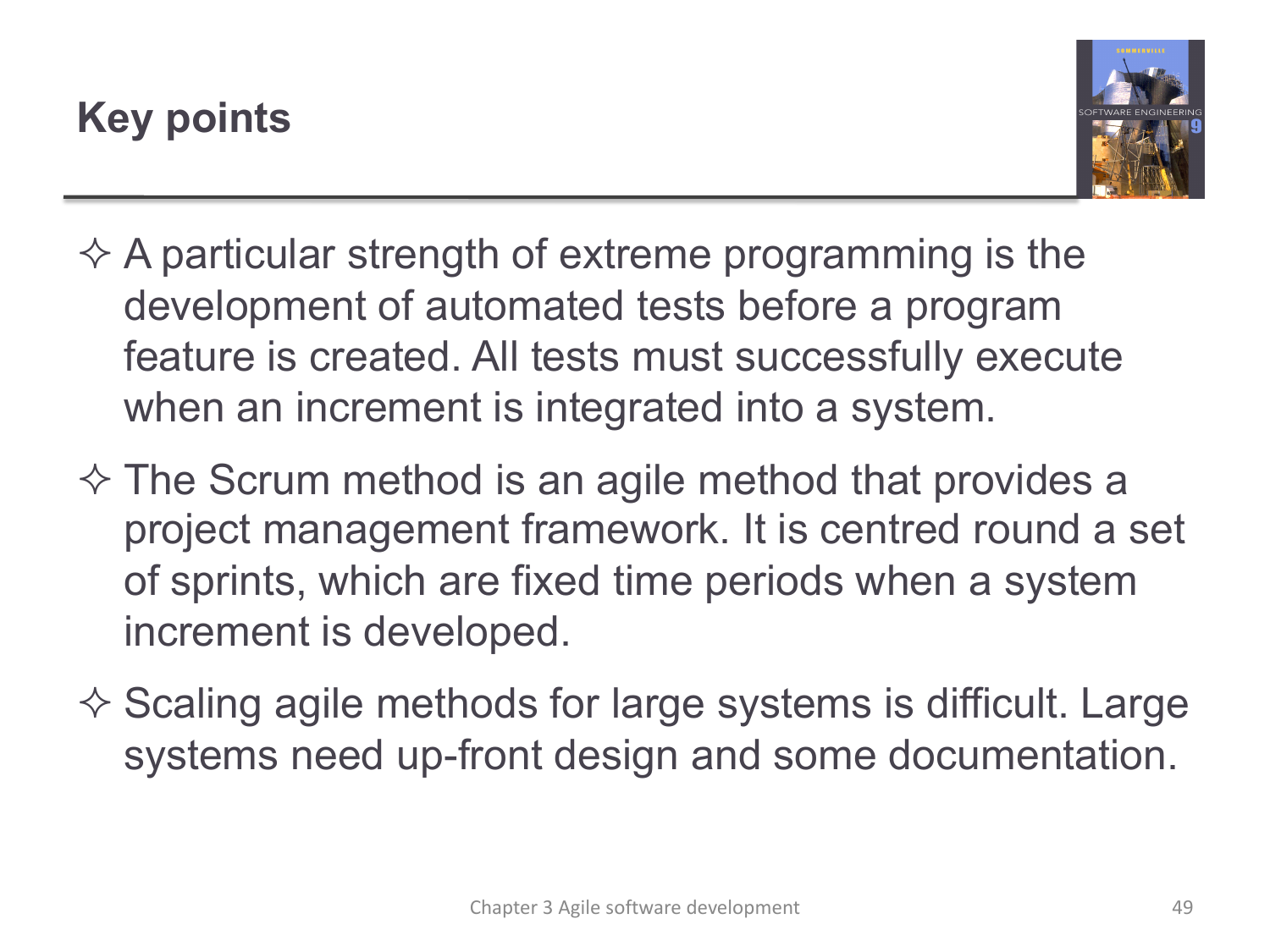# Key points

- A particular strength of extreme programming is the development of automated tests before a program feature is created. All tests must successfully execute when an increment is integrated into a system.
- The Scrum method is an agile method that provides a project management framework. It is centred round a set of sprints, which are fixed time periods when a system increment is developed.
- Scaling agile methods for large systems is difficult. Large systems need up-front design and some documentation.